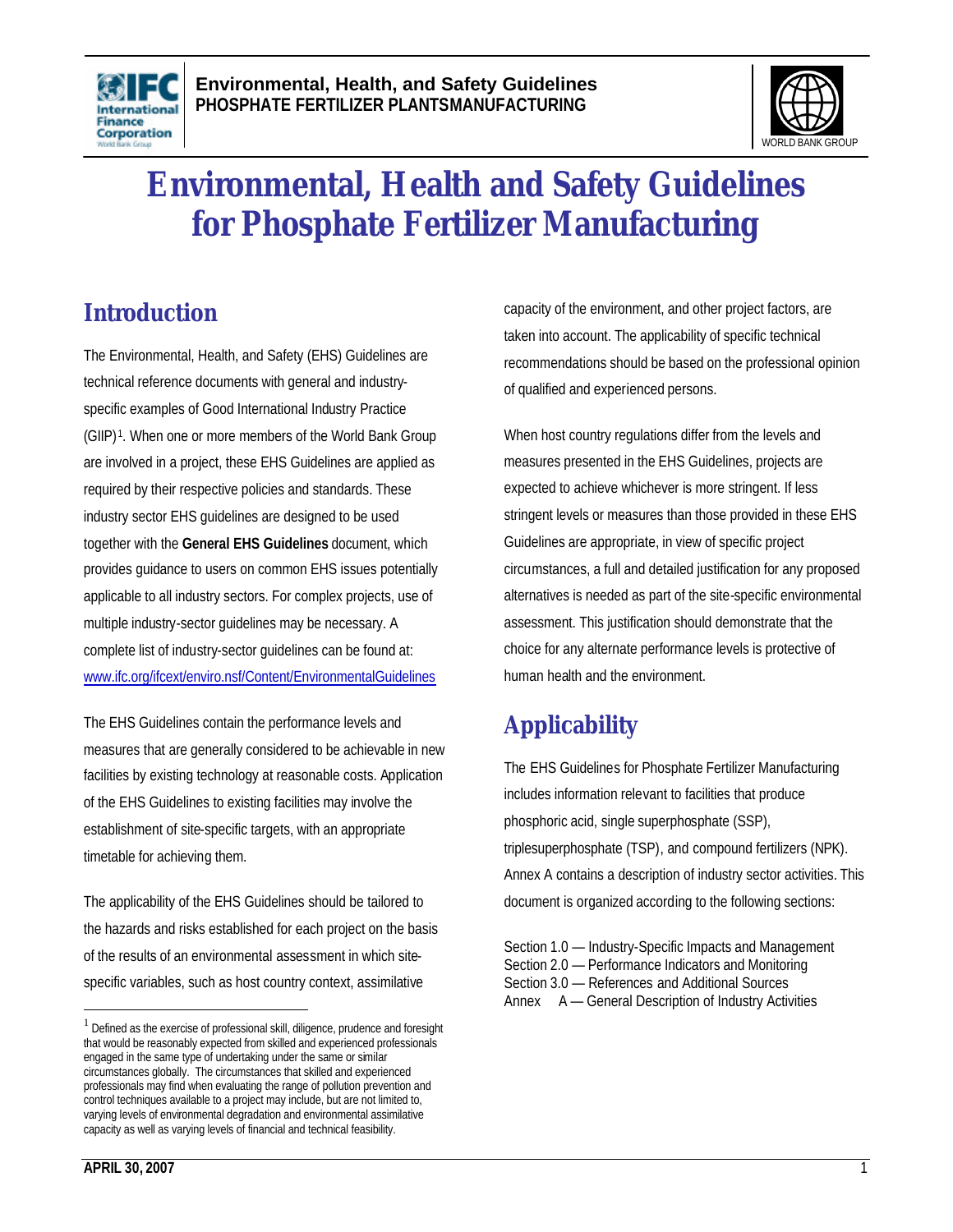# Environmental, Health and Safety Guidelines for Phosphate Fertilizer Manufacturing

## Introduction

The Environmental, Health, and Safety (EHS) Guidelines are technical reference documents with general and industry-specific examples of Good International Industry Practice (GIIP)[1]. When one or more members of the World Bank Group are involved in a project, these EHS Guidelines are applied as required by their respective policies and standards. These industry sector EHS guidelines are designed to be used together with the **General EHS Guidelines** document, which provides guidance to users on common EHS issues potentially applicable to all industry sectors. For complex projects, use of multiple industry-sector guidelines may be necessary. A complete list of industry-sector guidelines can be found at: www.ifc.org/ifcext/enviro.nsf/Content/EnvironmentalGuidelines

The EHS Guidelines contain the performance levels and measures that are generally considered to be achievable in new facilities by existing technology at reasonable costs. Application of the EHS Guidelines to existing facilities may involve the establishment of site-specific targets, with an appropriate timetable for achieving them.

The applicability of the EHS Guidelines should be tailored to the hazards and risks established for each project on the basis of the results of an environmental assessment in which site-specific variables, such as host country context, assimilative capacity of the environment, and other project factors, are taken into account. The applicability of specific technical recommendations should be based on the professional opinion of qualified and experienced persons.

When host country regulations differ from the levels and measures presented in the EHS Guidelines, projects are expected to achieve whichever is more stringent. If less stringent levels or measures than those provided in these EHS Guidelines are appropriate, in view of specific project circumstances, a full and detailed justification for any proposed alternatives is needed as part of the site-specific environmental assessment. This justification should demonstrate that the choice for any alternate performance levels is protective of human health and the environment.

## Applicability

The EHS Guidelines for Phosphate Fertilizer Manufacturing includes information relevant to facilities that produce phosphoric acid, single superphosphate (SSP), triplesuperphosphate (TSP), and compound fertilizers (NPK). Annex A contains a description of industry sector activities. This document is organized according to the following sections:

Section 1.0 — Industry-Specific Impacts and Management
Section 2.0 — Performance Indicators and Monitoring
Section 3.0 — References and Additional Sources
Annex A — General Description of Industry Activities

[1] Defined as the exercise of professional skill, diligence, prudence and foresight that would be reasonably expected from skilled and experienced professionals engaged in the same type of undertaking under the same or similar circumstances globally. The circumstances that skilled and experienced professionals may find when evaluating the range of pollution prevention and control techniques available to a project may include, but are not limited to, varying levels of environmental degradation and environmental assimilative capacity as well as varying levels of financial and technical feasibility.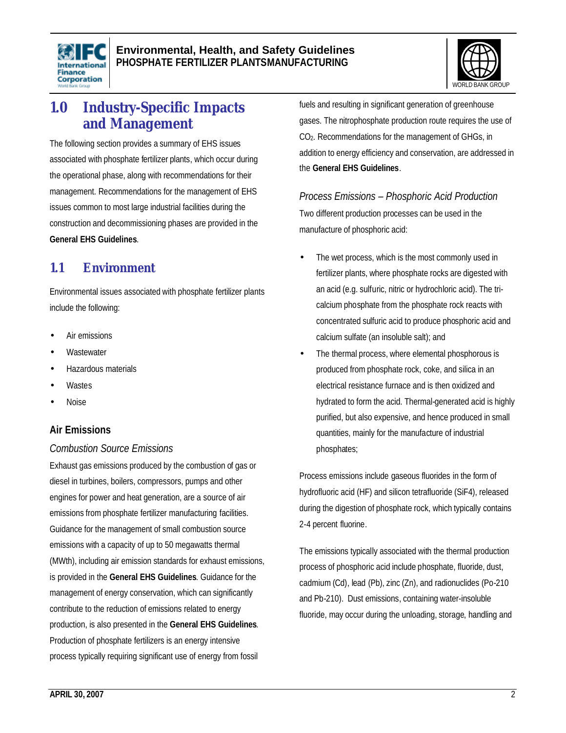# 1.0 Industry-Specific Impacts and Management

The following section provides a summary of EHS issues associated with phosphate fertilizer plants, which occur during the operational phase, along with recommendations for their management. Recommendations for the management of EHS issues common to most large industrial facilities during the construction and decommissioning phases are provided in the **General EHS Guidelines**.

## 1.1 Environment

Environmental issues associated with phosphate fertilizer plants include the following:

- Air emissions
- Wastewater
- Hazardous materials
- Wastes
- Noise

### Air Emissions

*Combustion Source Emissions*

Exhaust gas emissions produced by the combustion of gas or diesel in turbines, boilers, compressors, pumps and other engines for power and heat generation, are a source of air emissions from phosphate fertilizer manufacturing facilities. Guidance for the management of small combustion source emissions with a capacity of up to 50 megawatts thermal (MWth), including air emission standards for exhaust emissions, is provided in the **General EHS Guidelines**. Guidance for the management of energy conservation, which can significantly contribute to the reduction of emissions related to energy production, is also presented in the **General EHS Guidelines**. Production of phosphate fertilizers is an energy intensive process typically requiring significant use of energy from fossil fuels and resulting in significant generation of greenhouse gases. The nitrophosphate production route requires the use of $CO_2$. Recommendations for the management of GHGs, in addition to energy efficiency and conservation, are addressed in the **General EHS Guidelines**.

*Process Emissions – Phosphoric Acid Production*

Two different production processes can be used in the manufacture of phosphoric acid:

- The wet process, which is the most commonly used in fertilizer plants, where phosphate rocks are digested with an acid (e.g. sulfuric, nitric or hydrochloric acid). The tri-calcium phosphate from the phosphate rock reacts with concentrated sulfuric acid to produce phosphoric acid and calcium sulfate (an insoluble salt); and
- The thermal process, where elemental phosphorous is produced from phosphate rock, coke, and silica in an electrical resistance furnace and is then oxidized and hydrated to form the acid. Thermal-generated acid is highly purified, but also expensive, and hence produced in small quantities, mainly for the manufacture of industrial phosphates;

Process emissions include gaseous fluorides in the form of hydrofluoric acid (HF) and silicon tetrafluoride ($SiF_4$), released during the digestion of phosphate rock, which typically contains 2-4 percent fluorine.

The emissions typically associated with the thermal production process of phosphoric acid include phosphate, fluoride, dust, cadmium (Cd), lead (Pb), zinc (Zn), and radionuclides (Po-210 and Pb-210). Dust emissions, containing water-insoluble fluoride, may occur during the unloading, storage, handling and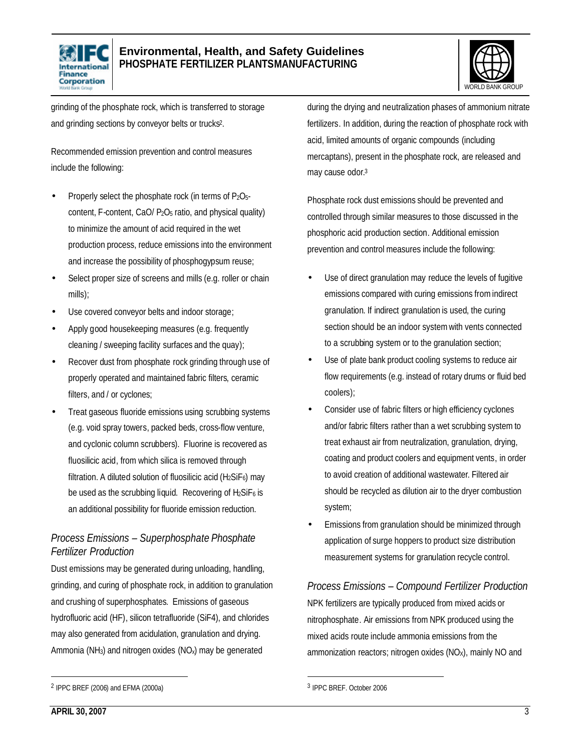grinding of the phosphate rock, which is transferred to storage and grinding sections by conveyor belts or trucks[2].

Recommended emission prevention and control measures include the following:

- Properly select the phosphate rock (in terms of $P_2O_5$-content, F-content, CaO/ $P_2O_5$ ratio, and physical quality) to minimize the amount of acid required in the wet production process, reduce emissions into the environment and increase the possibility of phosphogypsum reuse;
- Select proper size of screens and mills (e.g. roller or chain mills);
- Use covered conveyor belts and indoor storage;
- Apply good housekeeping measures (e.g. frequently cleaning / sweeping facility surfaces and the quay);
- Recover dust from phosphate rock grinding through use of properly operated and maintained fabric filters, ceramic filters, and / or cyclones;
- Treat gaseous fluoride emissions using scrubbing systems (e.g. void spray towers, packed beds, cross-flow venture, and cyclonic column scrubbers). Fluorine is recovered as fluosilicic acid, from which silica is removed through filtration. A diluted solution of fluosilicic acid ($H_2SiF_6$) may be used as the scrubbing liquid. Recovering of $H_2SiF_6$ is an additional possibility for fluoride emission reduction.

### *Process Emissions – Superphosphate Phosphate Fertilizer Production*

Dust emissions may be generated during unloading, handling, grinding, and curing of phosphate rock, in addition to granulation and crushing of superphosphates. Emissions of gaseous hydrofluoric acid (HF), silicon tetrafluoride (SiF4), and chlorides may also generated from acidulation, granulation and drying. Ammonia ($NH_3$) and nitrogen oxides ($NO_x$) may be generated during the drying and neutralization phases of ammonium nitrate fertilizers. In addition, during the reaction of phosphate rock with acid, limited amounts of organic compounds (including mercaptans), present in the phosphate rock, are released and may cause odor.[3]

Phosphate rock dust emissions should be prevented and controlled through similar measures to those discussed in the phosphoric acid production section. Additional emission prevention and control measures include the following:

- Use of direct granulation may reduce the levels of fugitive emissions compared with curing emissions from indirect granulation. If indirect granulation is used, the curing section should be an indoor system with vents connected to a scrubbing system or to the granulation section;
- Use of plate bank product cooling systems to reduce air flow requirements (e.g. instead of rotary drums or fluid bed coolers);
- Consider use of fabric filters or high efficiency cyclones and/or fabric filters rather than a wet scrubbing system to treat exhaust air from neutralization, granulation, drying, coating and product coolers and equipment vents, in order to avoid creation of additional wastewater. Filtered air should be recycled as dilution air to the dryer combustion system;
- Emissions from granulation should be minimized through application of surge hoppers to product size distribution measurement systems for granulation recycle control.

### *Process Emissions – Compound Fertilizer Production*

NPK fertilizers are typically produced from mixed acids or nitrophosphate. Air emissions from NPK produced using the mixed acids route include ammonia emissions from the ammonization reactors; nitrogen oxides ($NO_X$), mainly NO and

---

[2] IPPC BREF (2006) and EFMA (2000a)

[3] IPPC BREF. October 2006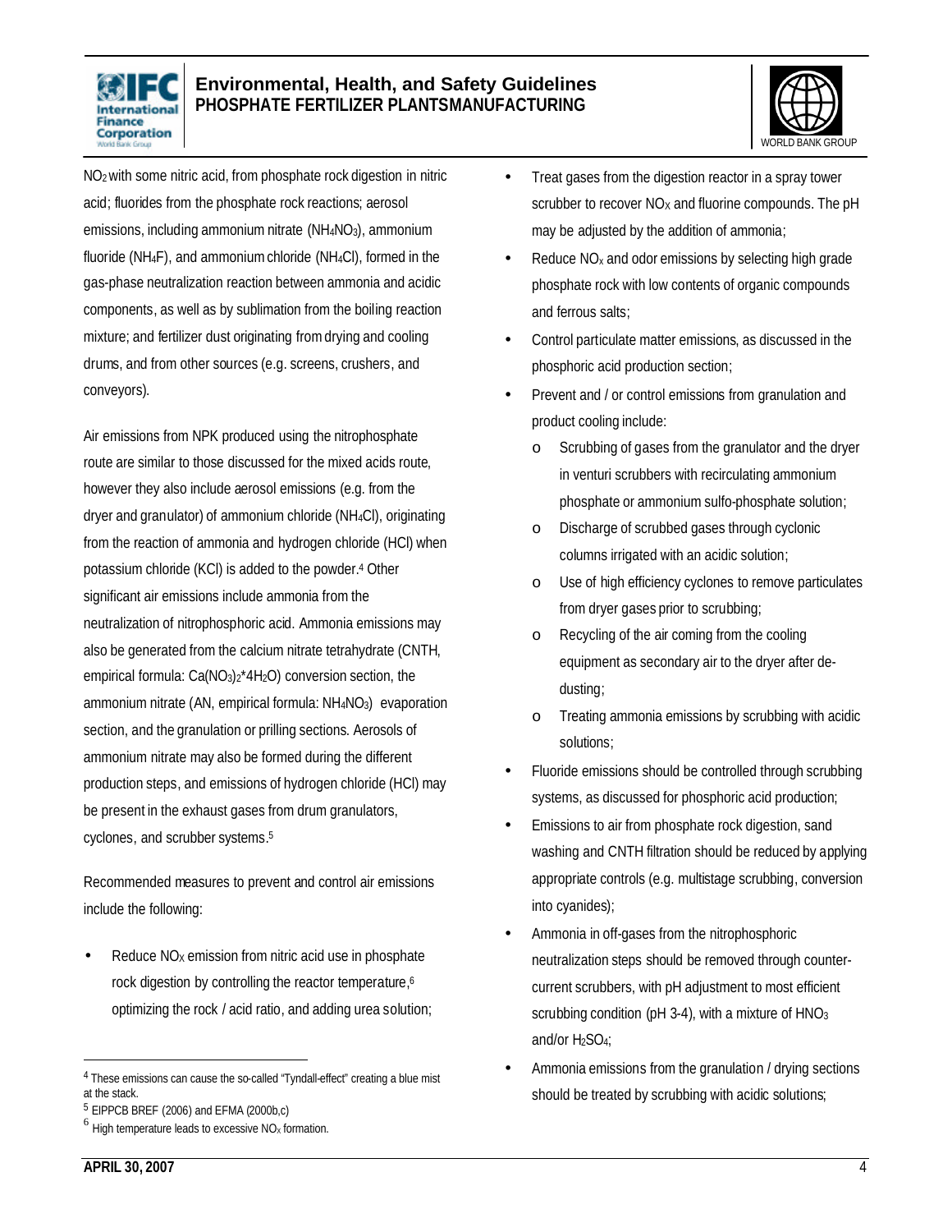$NO_2$ with some nitric acid, from phosphate rock digestion in nitric acid; fluorides from the phosphate rock reactions; aerosol emissions, including ammonium nitrate ($NH_4NO_3$), ammonium fluoride ($NH_4F$), and ammonium chloride ($NH_4Cl$), formed in the gas-phase neutralization reaction between ammonia and acidic components, as well as by sublimation from the boiling reaction mixture; and fertilizer dust originating from drying and cooling drums, and from other sources (e.g. screens, crushers, and conveyors).

Air emissions from NPK produced using the nitrophosphate route are similar to those discussed for the mixed acids route, however they also include aerosol emissions (e.g. from the dryer and granulator) of ammonium chloride ($NH_4Cl$), originating from the reaction of ammonia and hydrogen chloride (HCl) when potassium chloride (KCl) is added to the powder.[4] Other significant air emissions include ammonia from the neutralization of nitrophosphoric acid. Ammonia emissions may also be generated from the calcium nitrate tetrahydrate (CNTH, empirical formula: $Ca(NO_3)_2 \cdot 4H_2O$) conversion section, the ammonium nitrate (AN, empirical formula: $NH_4NO_3$) evaporation section, and the granulation or prilling sections. Aerosols of ammonium nitrate may also be formed during the different production steps, and emissions of hydrogen chloride (HCl) may be present in the exhaust gases from drum granulators, cyclones, and scrubber systems.[5]

Recommended measures to prevent and control air emissions include the following:

- Reduce $NO_X$ emission from nitric acid use in phosphate rock digestion by controlling the reactor temperature,[6] optimizing the rock / acid ratio, and adding urea solution;
- Treat gases from the digestion reactor in a spray tower scrubber to recover $NO_X$ and fluorine compounds. The pH may be adjusted by the addition of ammonia;
- Reduce $NO_x$ and odor emissions by selecting high grade phosphate rock with low contents of organic compounds and ferrous salts;
- Control particulate matter emissions, as discussed in the phosphoric acid production section;
- Prevent and / or control emissions from granulation and product cooling include:
  - Scrubbing of gases from the granulator and the dryer in venturi scrubbers with recirculating ammonium phosphate or ammonium sulfo-phosphate solution;
  - Discharge of scrubbed gases through cyclonic columns irrigated with an acidic solution;
  - Use of high efficiency cyclones to remove particulates from dryer gases prior to scrubbing;
  - Recycling of the air coming from the cooling equipment as secondary air to the dryer after de-dusting;
  - Treating ammonia emissions by scrubbing with acidic solutions;
- Fluoride emissions should be controlled through scrubbing systems, as discussed for phosphoric acid production;
- Emissions to air from phosphate rock digestion, sand washing and CNTH filtration should be reduced by applying appropriate controls (e.g. multistage scrubbing, conversion into cyanides);
- Ammonia in off-gases from the nitrophosphoric neutralization steps should be removed through counter-current scrubbers, with pH adjustment to most efficient scrubbing condition (pH 3-4), with a mixture of $HNO_3$ and/or $H_2SO_4$;
- Ammonia emissions from the granulation / drying sections should be treated by scrubbing with acidic solutions;

---

[4] These emissions can cause the so-called "Tyndall-effect" creating a blue mist at the stack.

[5] EIPPCB BREF (2006) and EFMA (2000b,c)

[6] High temperature leads to excessive $NO_X$ formation.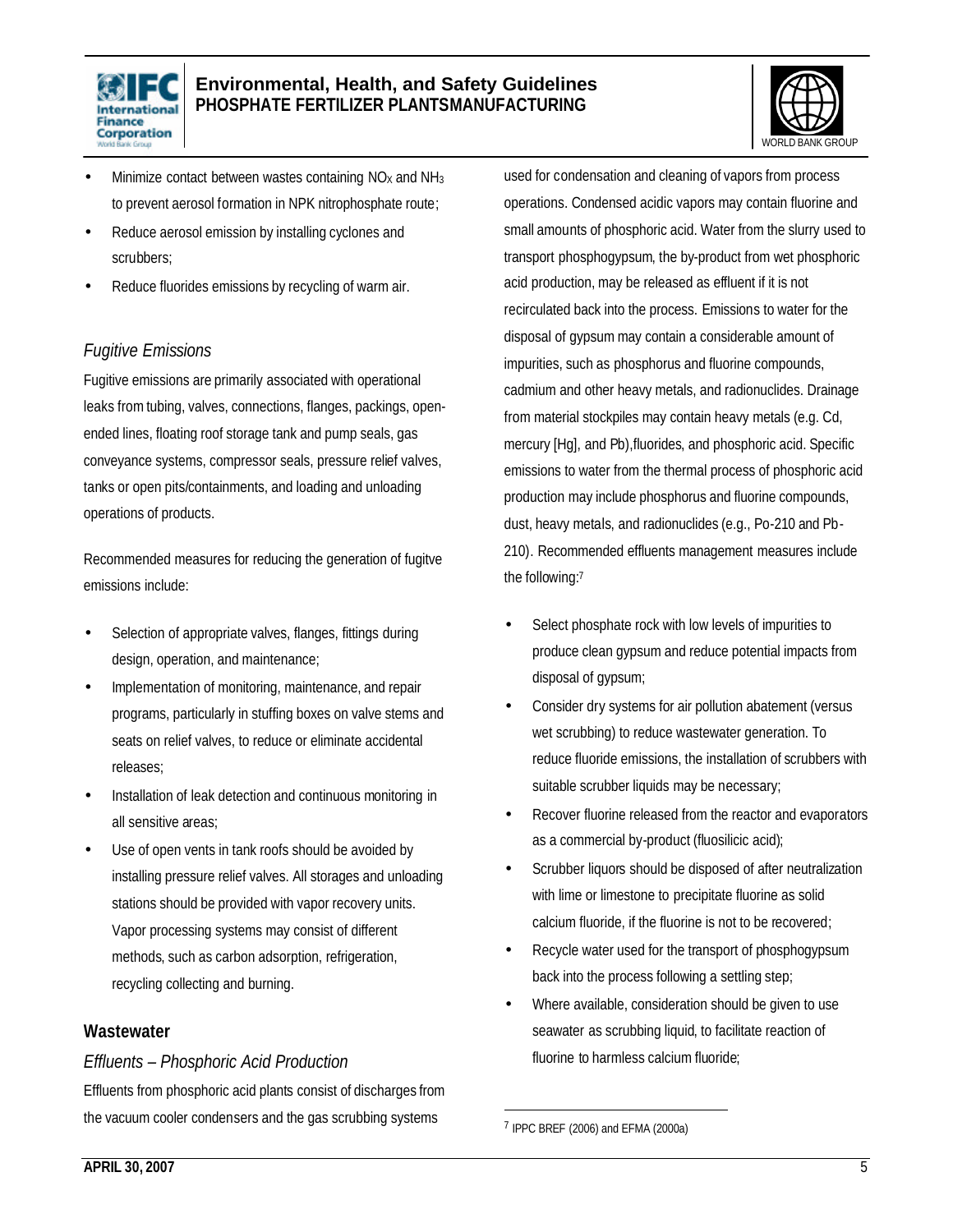- Minimize contact between wastes containing $NO_X$ and $NH_3$ to prevent aerosol formation in NPK nitrophosphate route;
- Reduce aerosol emission by installing cyclones and scrubbers;
- Reduce fluorides emissions by recycling of warm air.

### *Fugitive Emissions*

Fugitive emissions are primarily associated with operational leaks from tubing, valves, connections, flanges, packings, open-ended lines, floating roof storage tank and pump seals, gas conveyance systems, compressor seals, pressure relief valves, tanks or open pits/containments, and loading and unloading operations of products.

Recommended measures for reducing the generation of fugitve emissions include:

- Selection of appropriate valves, flanges, fittings during design, operation, and maintenance;
- Implementation of monitoring, maintenance, and repair programs, particularly in stuffing boxes on valve stems and seats on relief valves, to reduce or eliminate accidental releases;
- Installation of leak detection and continuous monitoring in all sensitive areas;
- Use of open vents in tank roofs should be avoided by installing pressure relief valves. All storages and unloading stations should be provided with vapor recovery units. Vapor processing systems may consist of different methods, such as carbon adsorption, refrigeration, recycling collecting and burning.

## Wastewater

### *Effluents – Phosphoric Acid Production*

Effluents from phosphoric acid plants consist of discharges from the vacuum cooler condensers and the gas scrubbing systems used for condensation and cleaning of vapors from process operations. Condensed acidic vapors may contain fluorine and small amounts of phosphoric acid. Water from the slurry used to transport phosphogypsum, the by-product from wet phosphoric acid production, may be released as effluent if it is not recirculated back into the process. Emissions to water for the disposal of gypsum may contain a considerable amount of impurities, such as phosphorus and fluorine compounds, cadmium and other heavy metals, and radionuclides. Drainage from material stockpiles may contain heavy metals (e.g. Cd, mercury [Hg], and Pb),fluorides, and phosphoric acid. Specific emissions to water from the thermal process of phosphoric acid production may include phosphorus and fluorine compounds, dust, heavy metals, and radionuclides (e.g., Po-210 and Pb-210). Recommended effluents management measures include the following:[7]

- Select phosphate rock with low levels of impurities to produce clean gypsum and reduce potential impacts from disposal of gypsum;
- Consider dry systems for air pollution abatement (versus wet scrubbing) to reduce wastewater generation. To reduce fluoride emissions, the installation of scrubbers with suitable scrubber liquids may be necessary;
- Recover fluorine released from the reactor and evaporators as a commercial by-product (fluosilicic acid);
- Scrubber liquors should be disposed of after neutralization with lime or limestone to precipitate fluorine as solid calcium fluoride, if the fluorine is not to be recovered;
- Recycle water used for the transport of phosphogypsum back into the process following a settling step;
- Where available, consideration should be given to use seawater as scrubbing liquid, to facilitate reaction of fluorine to harmless calcium fluoride;

[7] IPPC BREF (2006) and EFMA (2000a)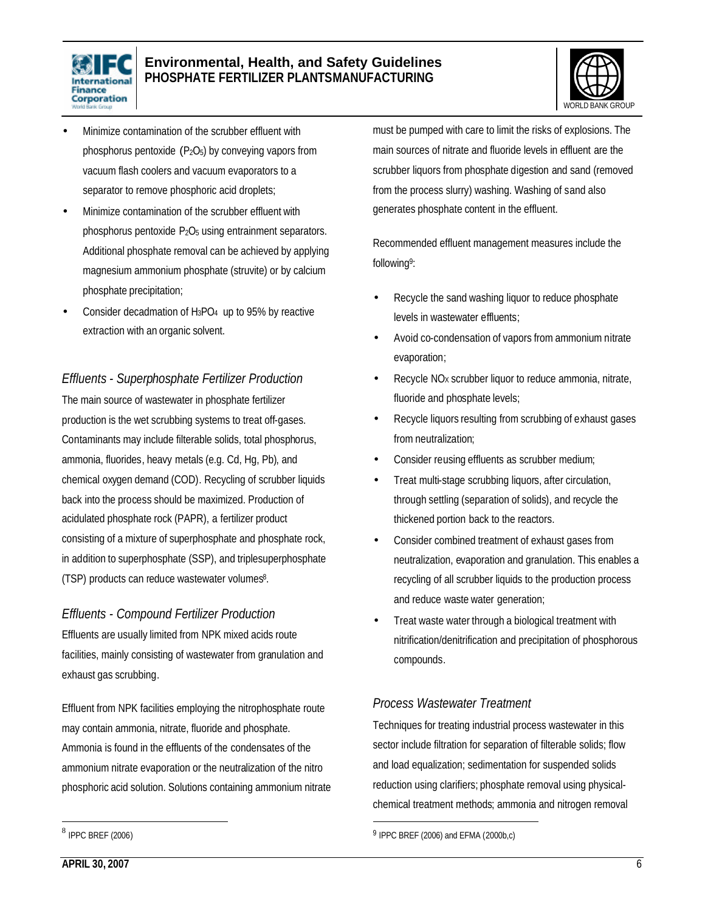- Minimize contamination of the scrubber effluent with phosphorus pentoxide ($P_2O_5$) by conveying vapors from vacuum flash coolers and vacuum evaporators to a separator to remove phosphoric acid droplets;
- Minimize contamination of the scrubber effluent with phosphorus pentoxide $P_2O_5$ using entrainment separators. Additional phosphate removal can be achieved by applying magnesium ammonium phosphate (struvite) or by calcium phosphate precipitation;
- Consider decadmation of $H_3PO_4$ up to 95% by reactive extraction with an organic solvent.

### *Effluents - Superphosphate Fertilizer Production*

The main source of wastewater in phosphate fertilizer production is the wet scrubbing systems to treat off-gases. Contaminants may include filterable solids, total phosphorus, ammonia, fluorides, heavy metals (e.g. Cd, Hg, Pb), and chemical oxygen demand (COD). Recycling of scrubber liquids back into the process should be maximized. Production of acidulated phosphate rock (PAPR), a fertilizer product consisting of a mixture of superphosphate and phosphate rock, in addition to superphosphate (SSP), and triplesuperphosphate (TSP) products can reduce wastewater volumes[8].

### *Effluents - Compound Fertilizer Production*

Effluents are usually limited from NPK mixed acids route facilities, mainly consisting of wastewater from granulation and exhaust gas scrubbing.

Effluent from NPK facilities employing the nitrophosphate route may contain ammonia, nitrate, fluoride and phosphate. Ammonia is found in the effluents of the condensates of the ammonium nitrate evaporation or the neutralization of the nitro phosphoric acid solution. Solutions containing ammonium nitrate must be pumped with care to limit the risks of explosions. The main sources of nitrate and fluoride levels in effluent are the scrubber liquors from phosphate digestion and sand (removed from the process slurry) washing. Washing of sand also generates phosphate content in the effluent.

Recommended effluent management measures include the following[9]:

- Recycle the sand washing liquor to reduce phosphate levels in wastewater effluents;
- Avoid co-condensation of vapors from ammonium nitrate evaporation;
- Recycle $NO_X$ scrubber liquor to reduce ammonia, nitrate, fluoride and phosphate levels;
- Recycle liquors resulting from scrubbing of exhaust gases from neutralization;
- Consider reusing effluents as scrubber medium;
- Treat multi-stage scrubbing liquors, after circulation, through settling (separation of solids), and recycle the thickened portion back to the reactors.
- Consider combined treatment of exhaust gases from neutralization, evaporation and granulation. This enables a recycling of all scrubber liquids to the production process and reduce waste water generation;
- Treat waste water through a biological treatment with nitrification/denitrification and precipitation of phosphorous compounds.

### *Process Wastewater Treatment*

Techniques for treating industrial process wastewater in this sector include filtration for separation of filterable solids; flow and load equalization; sedimentation for suspended solids reduction using clarifiers; phosphate removal using physical-chemical treatment methods; ammonia and nitrogen removal

---

[8] IPPC BREF (2006)

[9] IPPC BREF (2006) and EFMA (2000b,c)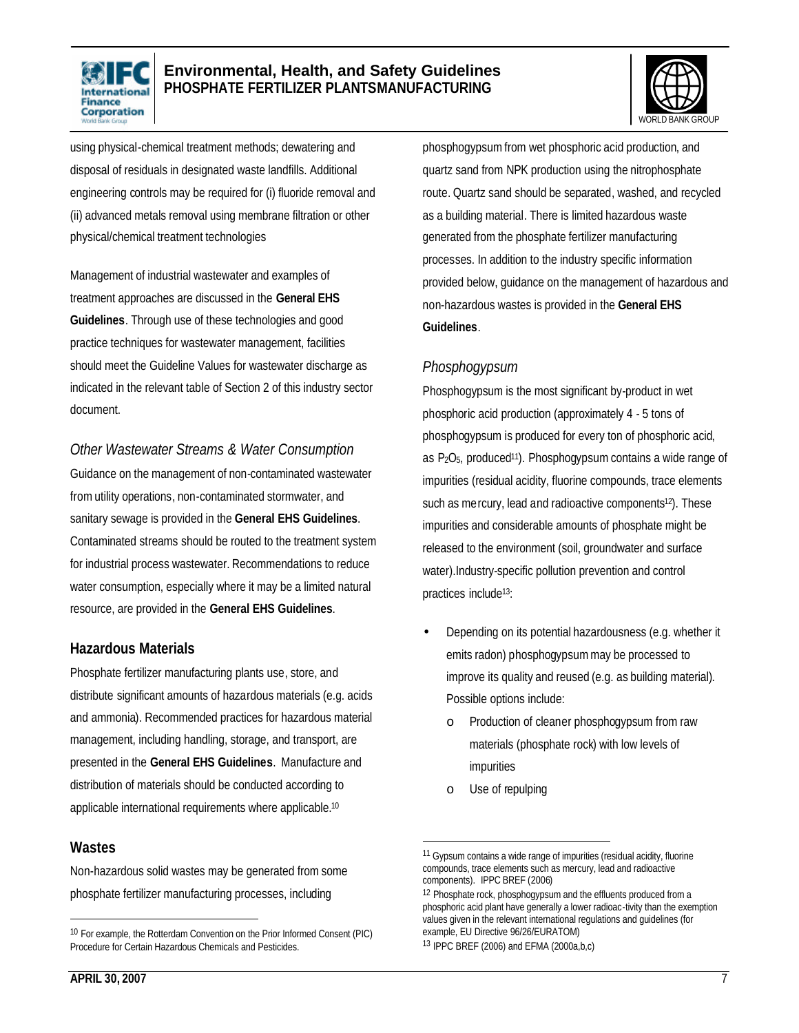using physical-chemical treatment methods; dewatering and disposal of residuals in designated waste landfills. Additional engineering controls may be required for (i) fluoride removal and (ii) advanced metals removal using membrane filtration or other physical/chemical treatment technologies

Management of industrial wastewater and examples of treatment approaches are discussed in the **General EHS Guidelines**. Through use of these technologies and good practice techniques for wastewater management, facilities should meet the Guideline Values for wastewater discharge as indicated in the relevant table of Section 2 of this industry sector document.

### *Other Wastewater Streams & Water Consumption*

Guidance on the management of non-contaminated wastewater from utility operations, non-contaminated stormwater, and sanitary sewage is provided in the **General EHS Guidelines**. Contaminated streams should be routed to the treatment system for industrial process wastewater. Recommendations to reduce water consumption, especially where it may be a limited natural resource, are provided in the **General EHS Guidelines**.

## Hazardous Materials

Phosphate fertilizer manufacturing plants use, store, and distribute significant amounts of hazardous materials (e.g. acids and ammonia). Recommended practices for hazardous material management, including handling, storage, and transport, are presented in the **General EHS Guidelines**. Manufacture and distribution of materials should be conducted according to applicable international requirements where applicable.[10]

## Wastes

Non-hazardous solid wastes may be generated from some phosphate fertilizer manufacturing processes, including phosphogypsum from wet phosphoric acid production, and quartz sand from NPK production using the nitrophosphate route. Quartz sand should be separated, washed, and recycled as a building material. There is limited hazardous waste generated from the phosphate fertilizer manufacturing processes. In addition to the industry specific information provided below, guidance on the management of hazardous and non-hazardous wastes is provided in the **General EHS Guidelines**.

### *Phosphogypsum*

Phosphogypsum is the most significant by-product in wet phosphoric acid production (approximately 4 - 5 tons of phosphogypsum is produced for every ton of phosphoric acid, as $P_2O_5$, produced[11]). Phosphogypsum contains a wide range of impurities (residual acidity, fluorine compounds, trace elements such as mercury, lead and radioactive components[12]). These impurities and considerable amounts of phosphate might be released to the environment (soil, groundwater and surface water).Industry-specific pollution prevention and control practices include[13]:

- Depending on its potential hazardousness (e.g. whether it emits radon) phosphogypsum may be processed to improve its quality and reused (e.g. as building material). Possible options include:
  - Production of cleaner phosphogypsum from raw materials (phosphate rock) with low levels of impurities
  - Use of repulping

---

[10] For example, the Rotterdam Convention on the Prior Informed Consent (PIC) Procedure for Certain Hazardous Chemicals and Pesticides.

[11] Gypsum contains a wide range of impurities (residual acidity, fluorine compounds, trace elements such as mercury, lead and radioactive components). IPPC BREF (2006)

[12] Phosphate rock, phosphogypsum and the effluents produced from a phosphoric acid plant have generally a lower radioac-tivity than the exemption values given in the relevant international regulations and guidelines (for example, EU Directive 96/26/EURATOM)

[13] IPPC BREF (2006) and EFMA (2000a,b,c)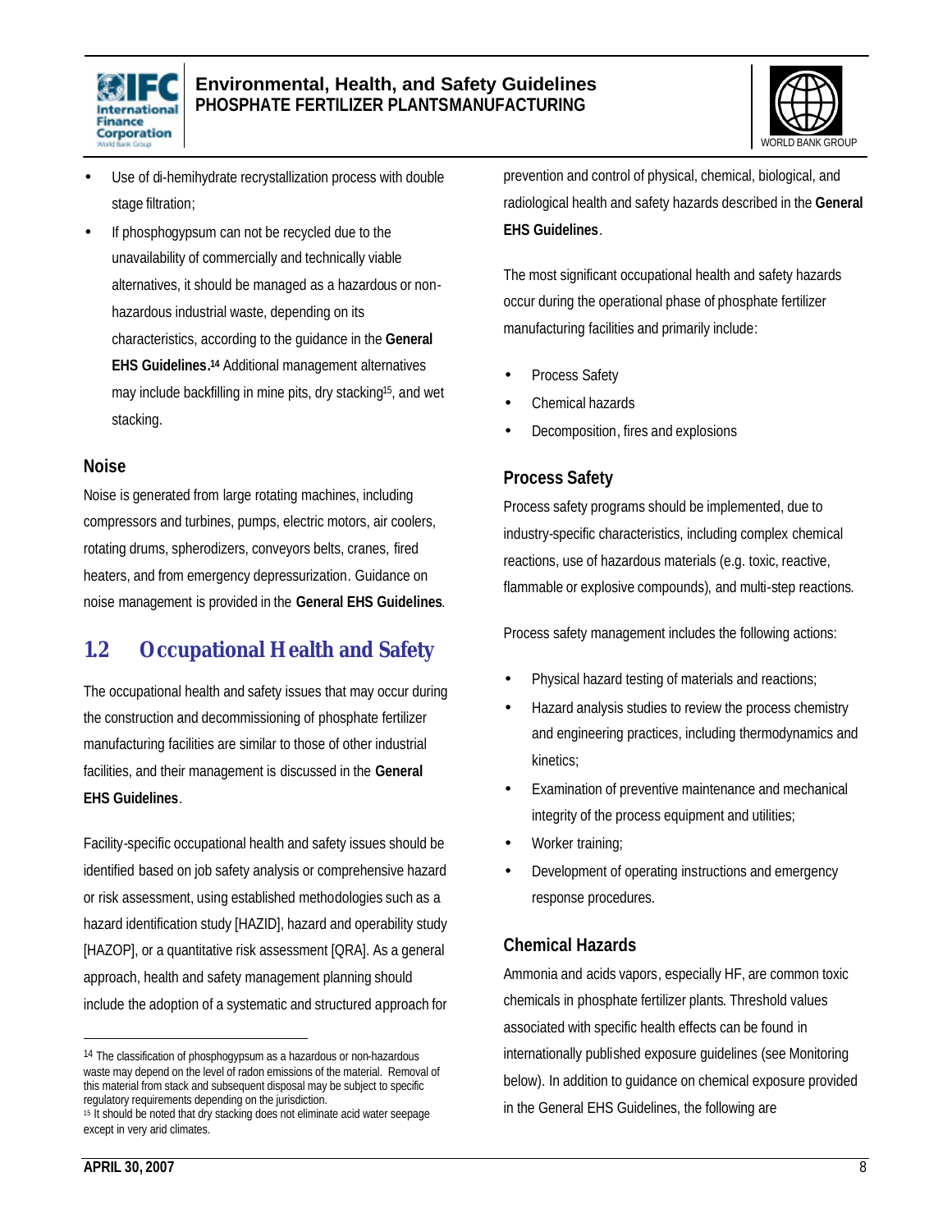- Use of di-hemihydrate recrystallization process with double stage filtration;
- If phosphogypsum can not be recycled due to the unavailability of commercially and technically viable alternatives, it should be managed as a hazardous or non-hazardous industrial waste, depending on its characteristics, according to the guidance in the **General EHS Guidelines.**[14] Additional management alternatives may include backfilling in mine pits, dry stacking[15], and wet stacking.

### Noise

Noise is generated from large rotating machines, including compressors and turbines, pumps, electric motors, air coolers, rotating drums, spherodizers, conveyors belts, cranes, fired heaters, and from emergency depressurization. Guidance on noise management is provided in the **General EHS Guidelines**.

## 1.2 Occupational Health and Safety

The occupational health and safety issues that may occur during the construction and decommissioning of phosphate fertilizer manufacturing facilities are similar to those of other industrial facilities, and their management is discussed in the **General EHS Guidelines**.

Facility-specific occupational health and safety issues should be identified based on job safety analysis or comprehensive hazard or risk assessment, using established methodologies such as a hazard identification study [HAZID], hazard and operability study [HAZOP], or a quantitative risk assessment [QRA]. As a general approach, health and safety management planning should include the adoption of a systematic and structured approach for prevention and control of physical, chemical, biological, and radiological health and safety hazards described in the **General EHS Guidelines**.

The most significant occupational health and safety hazards occur during the operational phase of phosphate fertilizer manufacturing facilities and primarily include:

- Process Safety
- Chemical hazards
- Decomposition, fires and explosions

### Process Safety

Process safety programs should be implemented, due to industry-specific characteristics, including complex chemical reactions, use of hazardous materials (e.g. toxic, reactive, flammable or explosive compounds), and multi-step reactions.

Process safety management includes the following actions:

- Physical hazard testing of materials and reactions;
- Hazard analysis studies to review the process chemistry and engineering practices, including thermodynamics and kinetics;
- Examination of preventive maintenance and mechanical integrity of the process equipment and utilities;
- Worker training;
- Development of operating instructions and emergency response procedures.

### Chemical Hazards

Ammonia and acids vapors, especially HF, are common toxic chemicals in phosphate fertilizer plants. Threshold values associated with specific health effects can be found in internationally published exposure guidelines (see Monitoring below). In addition to guidance on chemical exposure provided in the General EHS Guidelines, the following are

---

[14] The classification of phosphogypsum as a hazardous or non-hazardous waste may depend on the level of radon emissions of the material. Removal of this material from stack and subsequent disposal may be subject to specific regulatory requirements depending on the jurisdiction.

[15] It should be noted that dry stacking does not eliminate acid water seepage except in very arid climates.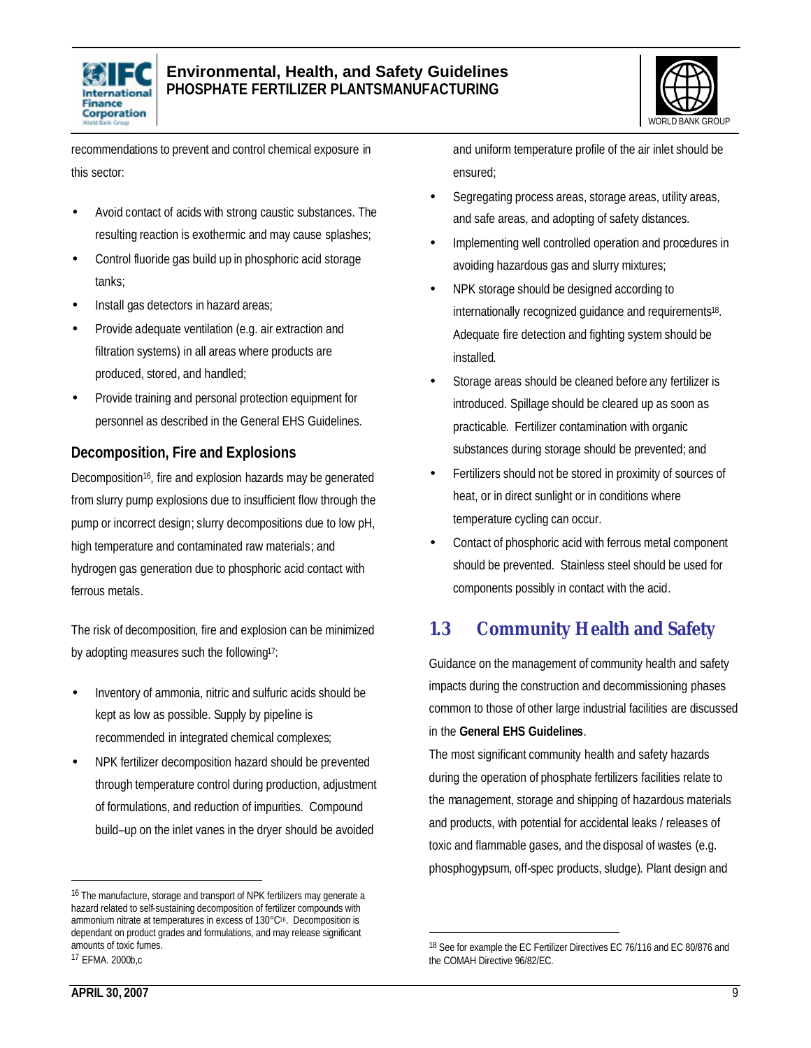recommendations to prevent and control chemical exposure in this sector:

- Avoid contact of acids with strong caustic substances. The resulting reaction is exothermic and may cause splashes;
- Control fluoride gas build up in phosphoric acid storage tanks;
- Install gas detectors in hazard areas;
- Provide adequate ventilation (e.g. air extraction and filtration systems) in all areas where products are produced, stored, and handled;
- Provide training and personal protection equipment for personnel as described in the General EHS Guidelines.

### Decomposition, Fire and Explosions

Decomposition[16], fire and explosion hazards may be generated from slurry pump explosions due to insufficient flow through the pump or incorrect design; slurry decompositions due to low pH, high temperature and contaminated raw materials; and hydrogen gas generation due to phosphoric acid contact with ferrous metals.

The risk of decomposition, fire and explosion can be minimized by adopting measures such the following[17]:

- Inventory of ammonia, nitric and sulfuric acids should be kept as low as possible. Supply by pipeline is recommended in integrated chemical complexes;
- NPK fertilizer decomposition hazard should be prevented through temperature control during production, adjustment of formulations, and reduction of impurities. Compound build–up on the inlet vanes in the dryer should be avoided and uniform temperature profile of the air inlet should be ensured;
- Segregating process areas, storage areas, utility areas, and safe areas, and adopting of safety distances.
- Implementing well controlled operation and procedures in avoiding hazardous gas and slurry mixtures;
- NPK storage should be designed according to internationally recognized guidance and requirements[18]. Adequate fire detection and fighting system should be installed.
- Storage areas should be cleaned before any fertilizer is introduced. Spillage should be cleared up as soon as practicable. Fertilizer contamination with organic substances during storage should be prevented; and
- Fertilizers should not be stored in proximity of sources of heat, or in direct sunlight or in conditions where temperature cycling can occur.
- Contact of phosphoric acid with ferrous metal component should be prevented. Stainless steel should be used for components possibly in contact with the acid.

## 1.3 Community Health and Safety

Guidance on the management of community health and safety impacts during the construction and decommissioning phases common to those of other large industrial facilities are discussed in the **General EHS Guidelines**.

The most significant community health and safety hazards during the operation of phosphate fertilizers facilities relate to the management, storage and shipping of hazardous materials and products, with potential for accidental leaks / releases of toxic and flammable gases, and the disposal of wastes (e.g. phosphogypsum, off-spec products, sludge). Plant design and

---

[16] The manufacture, storage and transport of NPK fertilizers may generate a hazard related to self-sustaining decomposition of fertilizer compounds with ammonium nitrate at temperatures in excess of 130°C[16]. Decomposition is dependant on product grades and formulations, and may release significant amounts of toxic fumes.

[17] EFMA. 2000b,c

[18] See for example the EC Fertilizer Directives EC 76/116 and EC 80/876 and the COMAH Directive 96/82/EC.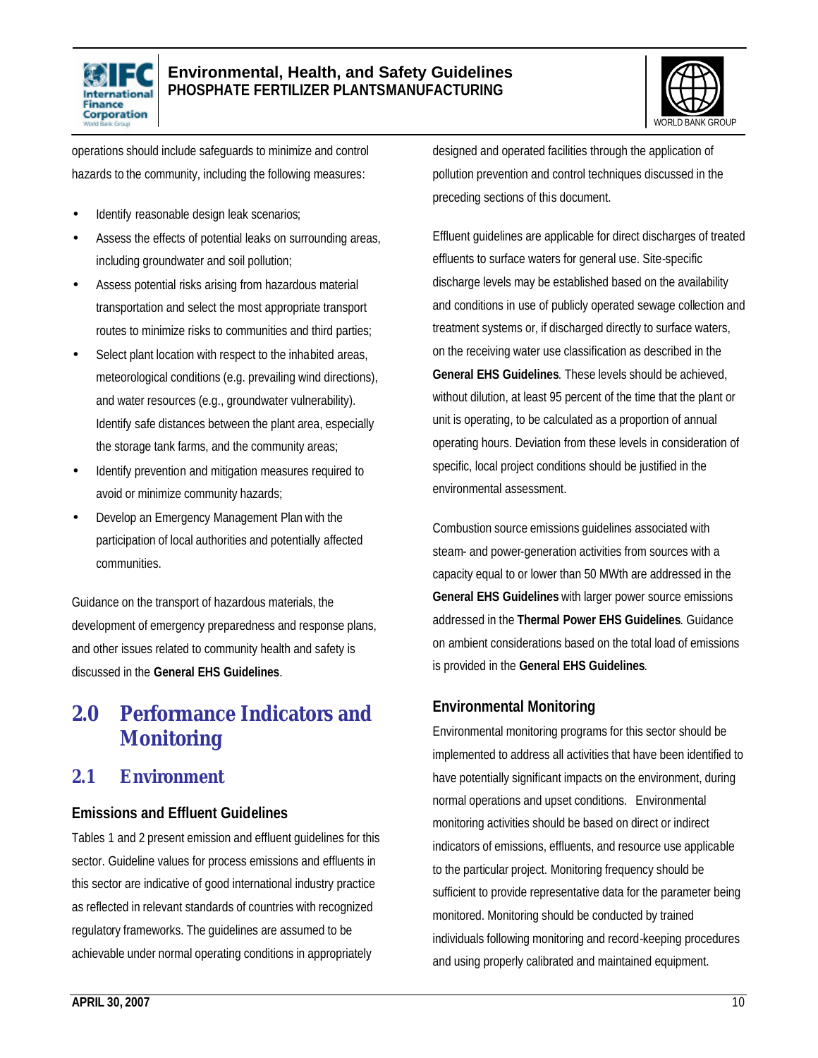operations should include safeguards to minimize and control hazards to the community, including the following measures:

- Identify reasonable design leak scenarios;
- Assess the effects of potential leaks on surrounding areas, including groundwater and soil pollution;
- Assess potential risks arising from hazardous material transportation and select the most appropriate transport routes to minimize risks to communities and third parties;
- Select plant location with respect to the inhabited areas, meteorological conditions (e.g. prevailing wind directions), and water resources (e.g., groundwater vulnerability). Identify safe distances between the plant area, especially the storage tank farms, and the community areas;
- Identify prevention and mitigation measures required to avoid or minimize community hazards;
- Develop an Emergency Management Plan with the participation of local authorities and potentially affected communities.

Guidance on the transport of hazardous materials, the development of emergency preparedness and response plans, and other issues related to community health and safety is discussed in the **General EHS Guidelines**.

# 2.0 Performance Indicators and Monitoring

## 2.1 Environment

### Emissions and Effluent Guidelines

Tables 1 and 2 present emission and effluent guidelines for this sector. Guideline values for process emissions and effluents in this sector are indicative of good international industry practice as reflected in relevant standards of countries with recognized regulatory frameworks. The guidelines are assumed to be achievable under normal operating conditions in appropriately designed and operated facilities through the application of pollution prevention and control techniques discussed in the preceding sections of this document.

Effluent guidelines are applicable for direct discharges of treated effluents to surface waters for general use. Site-specific discharge levels may be established based on the availability and conditions in use of publicly operated sewage collection and treatment systems or, if discharged directly to surface waters, on the receiving water use classification as described in the **General EHS Guidelines**. These levels should be achieved, without dilution, at least 95 percent of the time that the plant or unit is operating, to be calculated as a proportion of annual operating hours. Deviation from these levels in consideration of specific, local project conditions should be justified in the environmental assessment.

Combustion source emissions guidelines associated with steam- and power-generation activities from sources with a capacity equal to or lower than 50 MWth are addressed in the **General EHS Guidelines** with larger power source emissions addressed in the **Thermal Power EHS Guidelines**. Guidance on ambient considerations based on the total load of emissions is provided in the **General EHS Guidelines**.

### Environmental Monitoring

Environmental monitoring programs for this sector should be implemented to address all activities that have been identified to have potentially significant impacts on the environment, during normal operations and upset conditions. Environmental monitoring activities should be based on direct or indirect indicators of emissions, effluents, and resource use applicable to the particular project. Monitoring frequency should be sufficient to provide representative data for the parameter being monitored. Monitoring should be conducted by trained individuals following monitoring and record-keeping procedures and using properly calibrated and maintained equipment.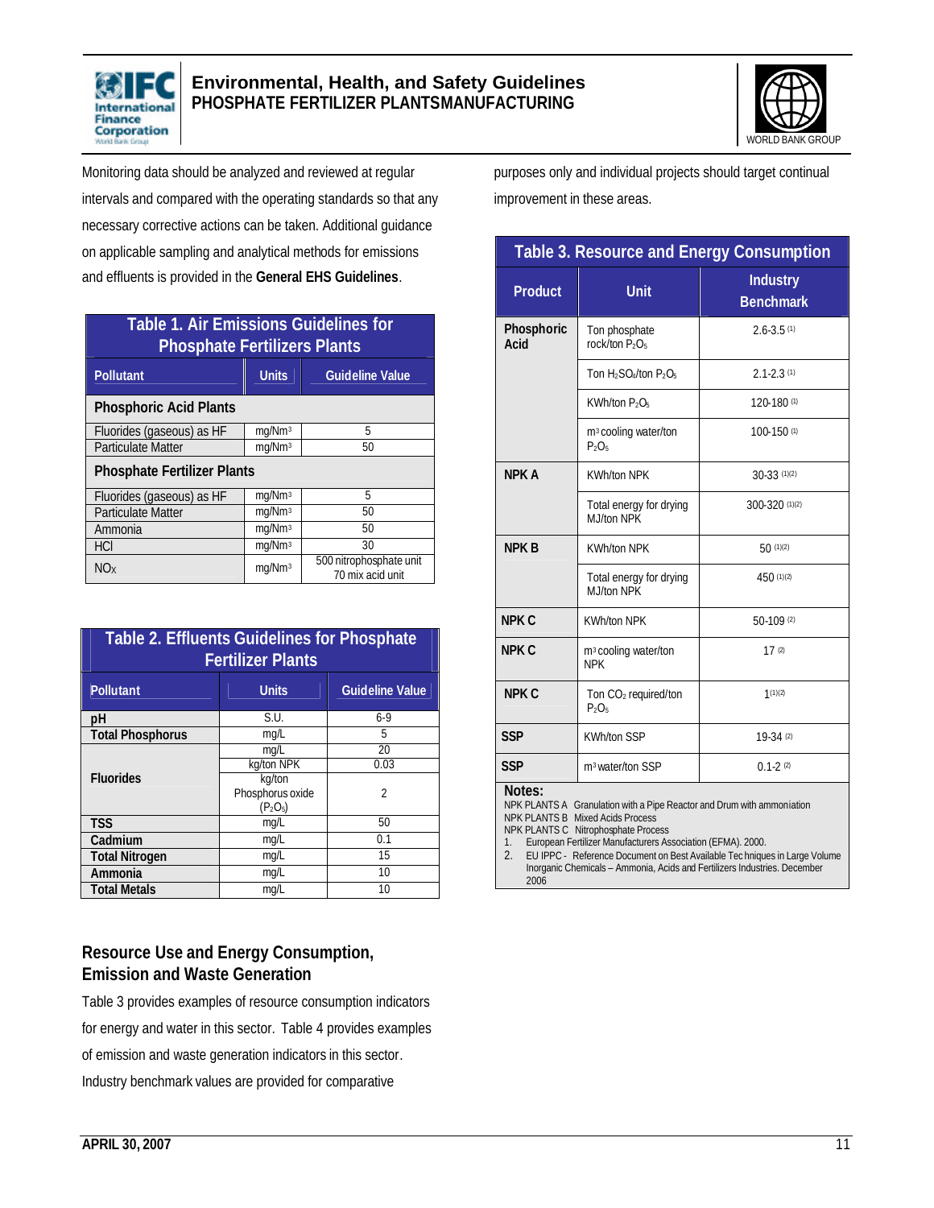Monitoring data should be analyzed and reviewed at regular intervals and compared with the operating standards so that any necessary corrective actions can be taken. Additional guidance on applicable sampling and analytical methods for emissions and effluents is provided in the **General EHS Guidelines**.

**Table 1. Air Emissions Guidelines for Phosphate Fertilizers Plants**

| Pollutant | Units | Guideline Value |
|---|---|---|
| **Phosphoric Acid Plants** | | |
| Fluorides (gaseous) as HF | $mg/Nm^3$ | 5 |
| Particulate Matter | $mg/Nm^3$ | 50 |
| **Phosphate Fertilizer Plants** | | |
| Fluorides (gaseous) as HF | $mg/Nm^3$ | 5 |
| Particulate Matter | $mg/Nm^3$ | 50 |
| Ammonia | $mg/Nm^3$ | 50 |
| HCl | $mg/Nm^3$ | 30 |
| $NO_X$ | $mg/Nm^3$ | 500 nitrophosphate unit<br>70 mix acid unit |

**Table 2. Effluents Guidelines for Phosphate Fertilizer Plants**

| Pollutant | Units | Guideline Value |
|---|---|---|
| **pH** | S.U. | 6-9 |
| **Total Phosphorus** | mg/L | 5 |
| **Fluorides** | mg/L | 20 |
| | kg/ton NPK | 0.03 |
| | kg/ton Phosphorus oxide ($P_2O_5$) | 2 |
| **TSS** | mg/L | 50 |
| **Cadmium** | mg/L | 0.1 |
| **Total Nitrogen** | mg/L | 15 |
| **Ammonia** | mg/L | 10 |
| **Total Metals** | mg/L | 10 |

## Resource Use and Energy Consumption, Emission and Waste Generation

Table 3 provides examples of resource consumption indicators for energy and water in this sector. Table 4 provides examples of emission and waste generation indicators in this sector. Industry benchmark values are provided for comparative purposes only and individual projects should target continual improvement in these areas.

**Table 3. Resource and Energy Consumption**

| Product | Unit | Industry Benchmark |
|---|---|---|
| **Phosphoric Acid** | Ton phosphate rock/ton $P_2O_5$ | 2.6-3.5 (1) |
| | Ton $H_2SO_4$/ton $P_2O_5$ | 2.1-2.3 (1) |
| | KWh/ton $P_2O_5$ | 120-180 (1) |
| | $m^3$ cooling water/ton $P_2O_5$ | 100-150 (1) |
| **NPK A** | KWh/ton NPK | 30-33 (1)(2) |
| | Total energy for drying MJ/ton NPK | 300-320 (1)(2) |
| **NPK B** | KWh/ton NPK | 50 (1)(2) |
| | Total energy for drying MJ/ton NPK | 450 (1)(2) |
| **NPK C** | KWh/ton NPK | 50-109 (2) |
| **NPK C** | $m^3$ cooling water/ton NPK | 17 (2) |
| **NPK C** | Ton $CO_2$ required/ton $P_2O_5$ | 1 (1)(2) |
| **SSP** | KWh/ton SSP | 19-34 (2) |
| **SSP** | $m^3$ water/ton SSP | 0.1-2 (2) |

**Notes:**

NPK PLANTS A Granulation with a Pipe Reactor and Drum with ammoniation
NPK PLANTS B Mixed Acids Process
NPK PLANTS C Nitrophosphate Process

1. European Fertilizer Manufacturers Association (EFMA). 2000.
2. EU IPPC - Reference Document on Best Available Techniques in Large Volume Inorganic Chemicals – Ammonia, Acids and Fertilizers Industries. December 2006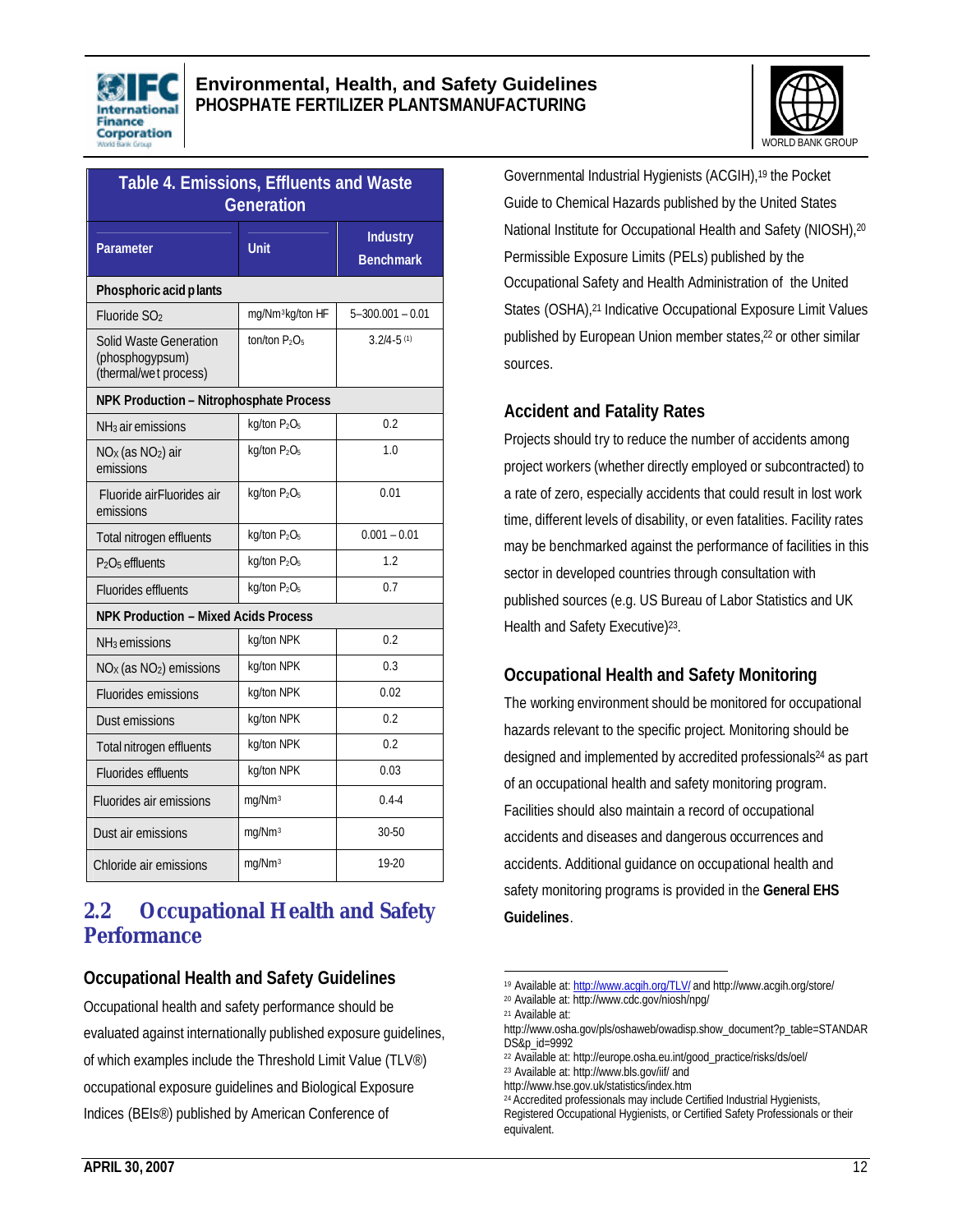**Table 4. Emissions, Effluents and Waste Generation**

| Parameter | Unit | Industry Benchmark |
|---|---|---|
| **Phosphoric acid plants** | | |
| Fluoride $SO_2$ | mg/Nm[3]kg/ton HF | 5–300.001 – 0.01 |
| Solid Waste Generation (phosphogypsum) (thermal/wet process) | ton/ton $P_2O_5$ | 3.2/4-5 [(1)] |
| **NPK Production – Nitrophosphate Process** | | |
| $NH_3$ air emissions | kg/ton $P_2O_5$ | 0.2 |
| $NO_X$ (as $NO_2$) air emissions | kg/ton $P_2O_5$ | 1.0 |
| Fluoride airFluorides air emissions | kg/ton $P_2O_5$ | 0.01 |
| Total nitrogen effluents | kg/ton $P_2O_5$ | 0.001 – 0.01 |
| $P_2O_5$ effluents | kg/ton $P_2O_5$ | 1.2 |
| Fluorides effluents | kg/ton $P_2O_5$ | 0.7 |
| **NPK Production – Mixed Acids Process** | | |
| $NH_3$ emissions | kg/ton NPK | 0.2 |
| $NO_X$ (as $NO_2$) emissions | kg/ton NPK | 0.3 |
| Fluorides emissions | kg/ton NPK | 0.02 |
| Dust emissions | kg/ton NPK | 0.2 |
| Total nitrogen effluents | kg/ton NPK | 0.2 |
| Fluorides effluents | kg/ton NPK | 0.03 |
| Fluorides air emissions | mg/Nm[3] | 0.4-4 |
| Dust air emissions | mg/Nm[3] | 30-50 |
| Chloride air emissions | mg/Nm[3] | 19-20 |

## 2.2 Occupational Health and Safety Performance

### Occupational Health and Safety Guidelines

Occupational health and safety performance should be evaluated against internationally published exposure guidelines, of which examples include the Threshold Limit Value (TLV®) occupational exposure guidelines and Biological Exposure Indices (BEIs®) published by American Conference of Governmental Industrial Hygienists (ACGIH),[19] the Pocket Guide to Chemical Hazards published by the United States National Institute for Occupational Health and Safety (NIOSH),[20] Permissible Exposure Limits (PELs) published by the Occupational Safety and Health Administration of the United States (OSHA),[21] Indicative Occupational Exposure Limit Values published by European Union member states,[22] or other similar sources.

### Accident and Fatality Rates

Projects should try to reduce the number of accidents among project workers (whether directly employed or subcontracted) to a rate of zero, especially accidents that could result in lost work time, different levels of disability, or even fatalities. Facility rates may be benchmarked against the performance of facilities in this sector in developed countries through consultation with published sources (e.g. US Bureau of Labor Statistics and UK Health and Safety Executive)[23].

### Occupational Health and Safety Monitoring

The working environment should be monitored for occupational hazards relevant to the specific project. Monitoring should be designed and implemented by accredited professionals[24] as part of an occupational health and safety monitoring program. Facilities should also maintain a record of occupational accidents and diseases and dangerous occurrences and accidents. Additional guidance on occupational health and safety monitoring programs is provided in the **General EHS Guidelines**.

---

[19] Available at: http://www.acgih.org/TLV/ and http://www.acgih.org/store/

[20] Available at: http://www.cdc.gov/niosh/npg/

[21] Available at: http://www.osha.gov/pls/oshaweb/owadisp.show_document?p_table=STANDARDS&p_id=9992

[22] Available at: http://europe.osha.eu.int/good_practice/risks/ds/oel/

[23] Available at: http://www.bls.gov/iif/ and http://www.hse.gov.uk/statistics/index.htm

[24] Accredited professionals may include Certified Industrial Hygienists, Registered Occupational Hygienists, or Certified Safety Professionals or their equivalent.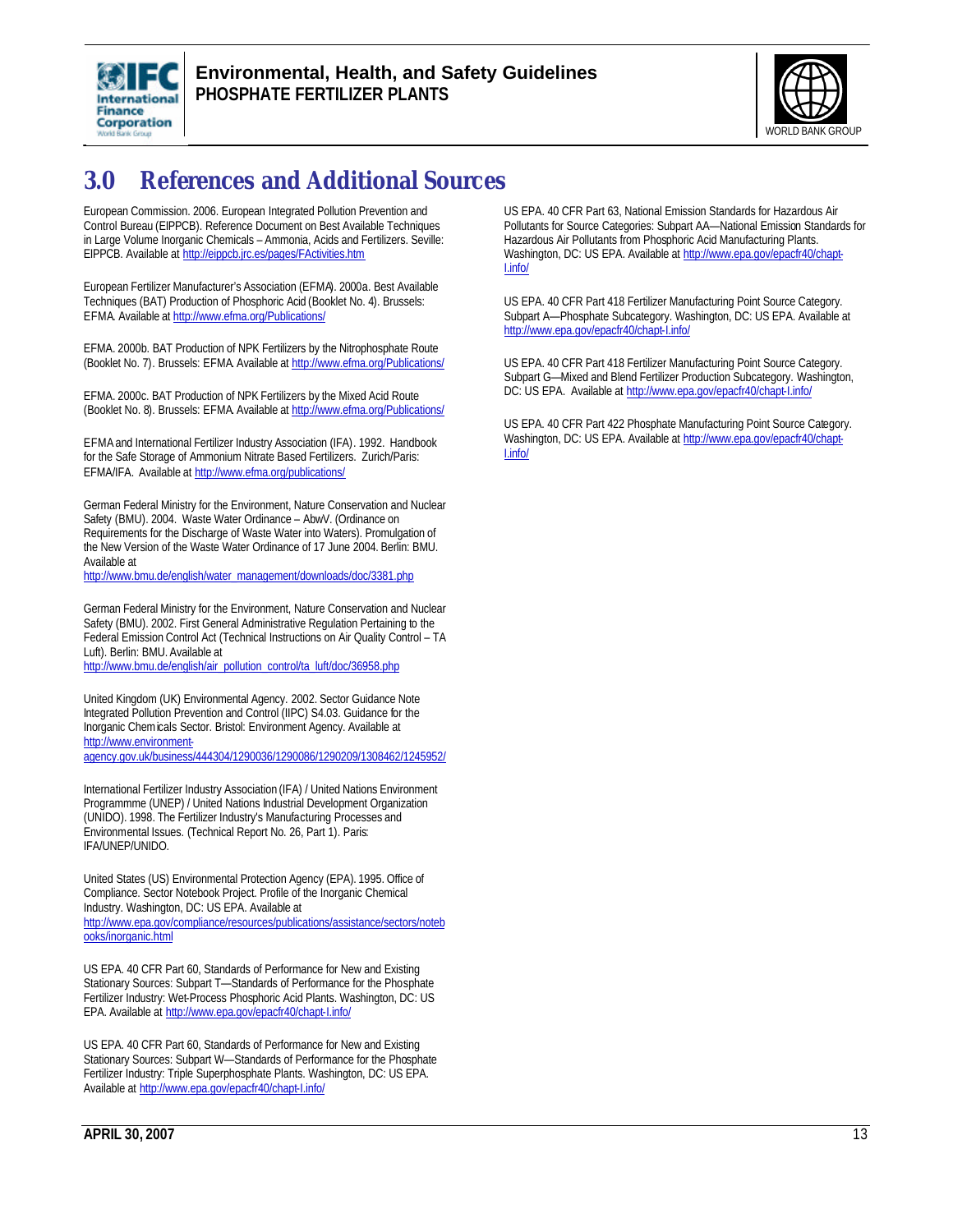# 3.0 References and Additional Sources

European Commission. 2006. European Integrated Pollution Prevention and Control Bureau (EIPPCB). Reference Document on Best Available Techniques in Large Volume Inorganic Chemicals – Ammonia, Acids and Fertilizers. Seville: EIPPCB. Available at http://eippcb.jrc.es/pages/FActivities.htm

European Fertilizer Manufacturer's Association (EFMA). 2000a. Best Available Techniques (BAT) Production of Phosphoric Acid (Booklet No. 4). Brussels: EFMA. Available at http://www.efma.org/Publications/

EFMA. 2000b. BAT Production of NPK Fertilizers by the Nitrophosphate Route (Booklet No. 7). Brussels: EFMA. Available at http://www.efma.org/Publications/

EFMA. 2000c. BAT Production of NPK Fertilizers by the Mixed Acid Route (Booklet No. 8). Brussels: EFMA. Available at http://www.efma.org/Publications/

EFMA and International Fertilizer Industry Association (IFA). 1992. Handbook for the Safe Storage of Ammonium Nitrate Based Fertilizers. Zurich/Paris: EFMA/IFA. Available at http://www.efma.org/publications/

German Federal Ministry for the Environment, Nature Conservation and Nuclear Safety (BMU). 2004. Waste Water Ordinance – AbwV. (Ordinance on Requirements for the Discharge of Waste Water into Waters). Promulgation of the New Version of the Waste Water Ordinance of 17 June 2004. Berlin: BMU. Available at http://www.bmu.de/english/water_management/downloads/doc/3381.php

German Federal Ministry for the Environment, Nature Conservation and Nuclear Safety (BMU). 2002. First General Administrative Regulation Pertaining to the Federal Emission Control Act (Technical Instructions on Air Quality Control – TA Luft). Berlin: BMU. Available at http://www.bmu.de/english/air_pollution_control/ta_luft/doc/36958.php

United Kingdom (UK) Environmental Agency. 2002. Sector Guidance Note Integrated Pollution Prevention and Control (IIPC) S4.03. Guidance for the Inorganic Chemicals Sector. Bristol: Environment Agency. Available at http://www.environment-agency.gov.uk/business/444304/1290036/1290086/1290209/1308462/1245952/

International Fertilizer Industry Association (IFA) / United Nations Environment Programmme (UNEP) / United Nations Industrial Development Organization (UNIDO). 1998. The Fertilizer Industry's Manufacturing Processes and Environmental Issues. (Technical Report No. 26, Part 1). Paris: IFA/UNEP/UNIDO.

United States (US) Environmental Protection Agency (EPA). 1995. Office of Compliance. Sector Notebook Project. Profile of the Inorganic Chemical Industry. Washington, DC: US EPA. Available at http://www.epa.gov/compliance/resources/publications/assistance/sectors/notebooks/inorganic.html

US EPA. 40 CFR Part 60, Standards of Performance for New and Existing Stationary Sources: Subpart T—Standards of Performance for the Phosphate Fertilizer Industry: Wet-Process Phosphoric Acid Plants. Washington, DC: US EPA. Available at http://www.epa.gov/epacfr40/chapt-I.info/

US EPA. 40 CFR Part 60, Standards of Performance for New and Existing Stationary Sources: Subpart W—Standards of Performance for the Phosphate Fertilizer Industry: Triple Superphosphate Plants. Washington, DC: US EPA. Available at http://www.epa.gov/epacfr40/chapt-I.info/

US EPA. 40 CFR Part 63, National Emission Standards for Hazardous Air Pollutants for Source Categories: Subpart AA—National Emission Standards for Hazardous Air Pollutants from Phosphoric Acid Manufacturing Plants. Washington, DC: US EPA. Available at http://www.epa.gov/epacfr40/chapt-I.info/

US EPA. 40 CFR Part 418 Fertilizer Manufacturing Point Source Category. Subpart A—Phosphate Subcategory. Washington, DC: US EPA. Available at http://www.epa.gov/epacfr40/chapt-I.info/

US EPA. 40 CFR Part 418 Fertilizer Manufacturing Point Source Category. Subpart G—Mixed and Blend Fertilizer Production Subcategory. Washington, DC: US EPA. Available at http://www.epa.gov/epacfr40/chapt-I.info/

US EPA. 40 CFR Part 422 Phosphate Manufacturing Point Source Category. Washington, DC: US EPA. Available at http://www.epa.gov/epacfr40/chapt-I.info/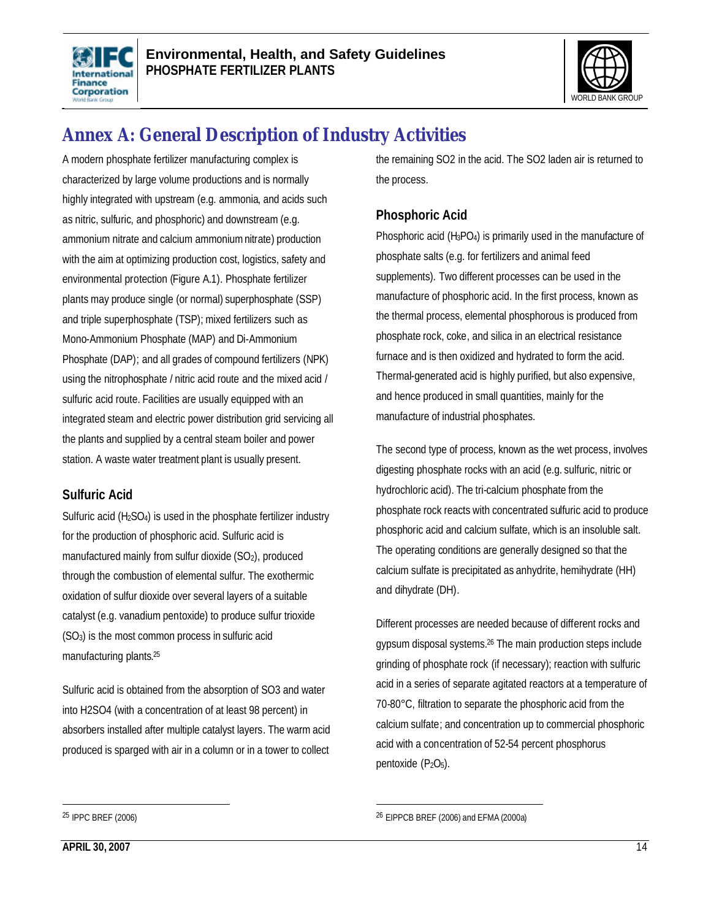# Annex A: General Description of Industry Activities

A modern phosphate fertilizer manufacturing complex is characterized by large volume productions and is normally highly integrated with upstream (e.g. ammonia, and acids such as nitric, sulfuric, and phosphoric) and downstream (e.g. ammonium nitrate and calcium ammonium nitrate) production with the aim at optimizing production cost, logistics, safety and environmental protection (Figure A.1). Phosphate fertilizer plants may produce single (or normal) superphosphate (SSP) and triple superphosphate (TSP); mixed fertilizers such as Mono-Ammonium Phosphate (MAP) and Di-Ammonium Phosphate (DAP); and all grades of compound fertilizers (NPK) using the nitrophosphate / nitric acid route and the mixed acid / sulfuric acid route. Facilities are usually equipped with an integrated steam and electric power distribution grid servicing all the plants and supplied by a central steam boiler and power station. A waste water treatment plant is usually present.

## Sulfuric Acid

Sulfuric acid ($H_2SO_4$) is used in the phosphate fertilizer industry for the production of phosphoric acid. Sulfuric acid is manufactured mainly from sulfur dioxide ($SO_2$), produced through the combustion of elemental sulfur. The exothermic oxidation of sulfur dioxide over several layers of a suitable catalyst (e.g. vanadium pentoxide) to produce sulfur trioxide ($SO_3$) is the most common process in sulfuric acid manufacturing plants.[25]

Sulfuric acid is obtained from the absorption of SO3 and water into H2SO4 (with a concentration of at least 98 percent) in absorbers installed after multiple catalyst layers. The warm acid produced is sparged with air in a column or in a tower to collect the remaining SO2 in the acid. The SO2 laden air is returned to the process.

## Phosphoric Acid

Phosphoric acid ($H_3PO_4$) is primarily used in the manufacture of phosphate salts (e.g. for fertilizers and animal feed supplements). Two different processes can be used in the manufacture of phosphoric acid. In the first process, known as the thermal process, elemental phosphorous is produced from phosphate rock, coke, and silica in an electrical resistance furnace and is then oxidized and hydrated to form the acid. Thermal-generated acid is highly purified, but also expensive, and hence produced in small quantities, mainly for the manufacture of industrial phosphates.

The second type of process, known as the wet process, involves digesting phosphate rocks with an acid (e.g. sulfuric, nitric or hydrochloric acid). The tri-calcium phosphate from the phosphate rock reacts with concentrated sulfuric acid to produce phosphoric acid and calcium sulfate, which is an insoluble salt. The operating conditions are generally designed so that the calcium sulfate is precipitated as anhydrite, hemihydrate (HH) and dihydrate (DH).

Different processes are needed because of different rocks and gypsum disposal systems.[26] The main production steps include grinding of phosphate rock (if necessary); reaction with sulfuric acid in a series of separate agitated reactors at a temperature of 70-80°C, filtration to separate the phosphoric acid from the calcium sulfate; and concentration up to commercial phosphoric acid with a concentration of 52-54 percent phosphorus pentoxide ($P_2O_5$).

---

[25] IPPC BREF (2006)

[26] EIPPCB BREF (2006) and EFMA (2000a)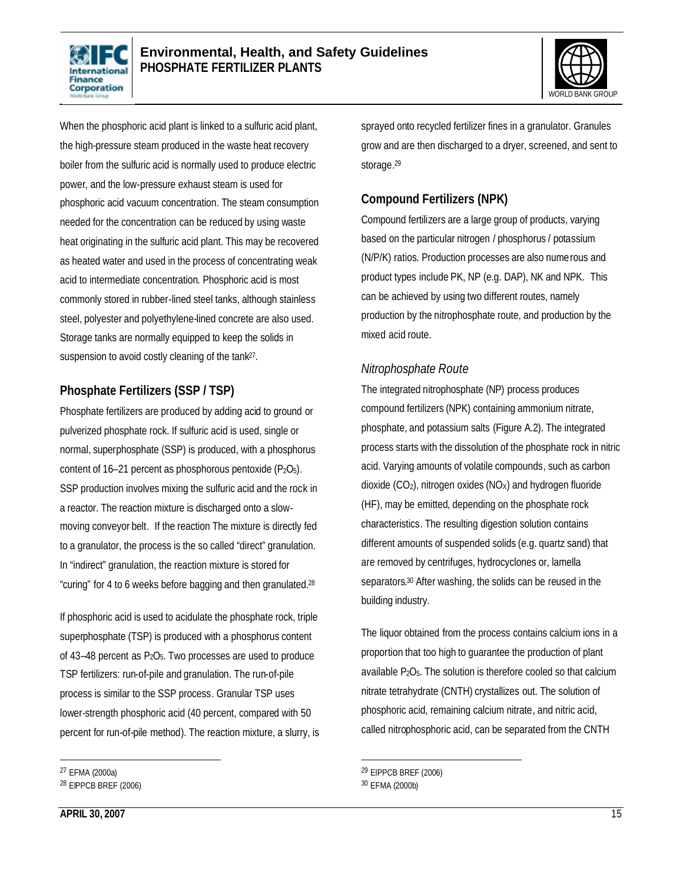When the phosphoric acid plant is linked to a sulfuric acid plant, the high-pressure steam produced in the waste heat recovery boiler from the sulfuric acid is normally used to produce electric power, and the low-pressure exhaust steam is used for phosphoric acid vacuum concentration. The steam consumption needed for the concentration can be reduced by using waste heat originating in the sulfuric acid plant. This may be recovered as heated water and used in the process of concentrating weak acid to intermediate concentration. Phosphoric acid is most commonly stored in rubber-lined steel tanks, although stainless steel, polyester and polyethylene-lined concrete are also used. Storage tanks are normally equipped to keep the solids in suspension to avoid costly cleaning of the tank[27].

## Phosphate Fertilizers (SSP / TSP)

Phosphate fertilizers are produced by adding acid to ground or pulverized phosphate rock. If sulfuric acid is used, single or normal, superphosphate (SSP) is produced, with a phosphorus content of 16–21 percent as phosphorous pentoxide ($P_2O_5$). SSP production involves mixing the sulfuric acid and the rock in a reactor. The reaction mixture is discharged onto a slow-moving conveyor belt. If the reaction The mixture is directly fed to a granulator, the process is the so called "direct" granulation. In "indirect" granulation, the reaction mixture is stored for "curing" for 4 to 6 weeks before bagging and then granulated.[28]

If phosphoric acid is used to acidulate the phosphate rock, triple superphosphate (TSP) is produced with a phosphorus content of 43–48 percent as $P_2O_5$. Two processes are used to produce TSP fertilizers: run-of-pile and granulation. The run-of-pile process is similar to the SSP process. Granular TSP uses lower-strength phosphoric acid (40 percent, compared with 50 percent for run-of-pile method). The reaction mixture, a slurry, is sprayed onto recycled fertilizer fines in a granulator. Granules grow and are then discharged to a dryer, screened, and sent to storage.[29]

## Compound Fertilizers (NPK)

Compound fertilizers are a large group of products, varying based on the particular nitrogen / phosphorus / potassium (N/P/K) ratios. Production processes are also numerous and product types include PK, NP (e.g. DAP), NK and NPK. This can be achieved by using two different routes, namely production by the nitrophosphate route, and production by the mixed acid route.

### *Nitrophosphate Route*

The integrated nitrophosphate (NP) process produces compound fertilizers (NPK) containing ammonium nitrate, phosphate, and potassium salts (Figure A.2). The integrated process starts with the dissolution of the phosphate rock in nitric acid. Varying amounts of volatile compounds, such as carbon dioxide ($CO_2$), nitrogen oxides ($NO_X$) and hydrogen fluoride (HF), may be emitted, depending on the phosphate rock characteristics. The resulting digestion solution contains different amounts of suspended solids (e.g. quartz sand) that are removed by centrifuges, hydrocyclones or, lamella separators.[30] After washing, the solids can be reused in the building industry.

The liquor obtained from the process contains calcium ions in a proportion that too high to guarantee the production of plant available $P_2O_5$. The solution is therefore cooled so that calcium nitrate tetrahydrate (CNTH) crystallizes out. The solution of phosphoric acid, remaining calcium nitrate, and nitric acid, called nitrophosphoric acid, can be separated from the CNTH

---

[27] EFMA (2000a)

[28] EIPPCB BREF (2006)

[29] EIPPCB BREF (2006)

[30] EFMA (2000b)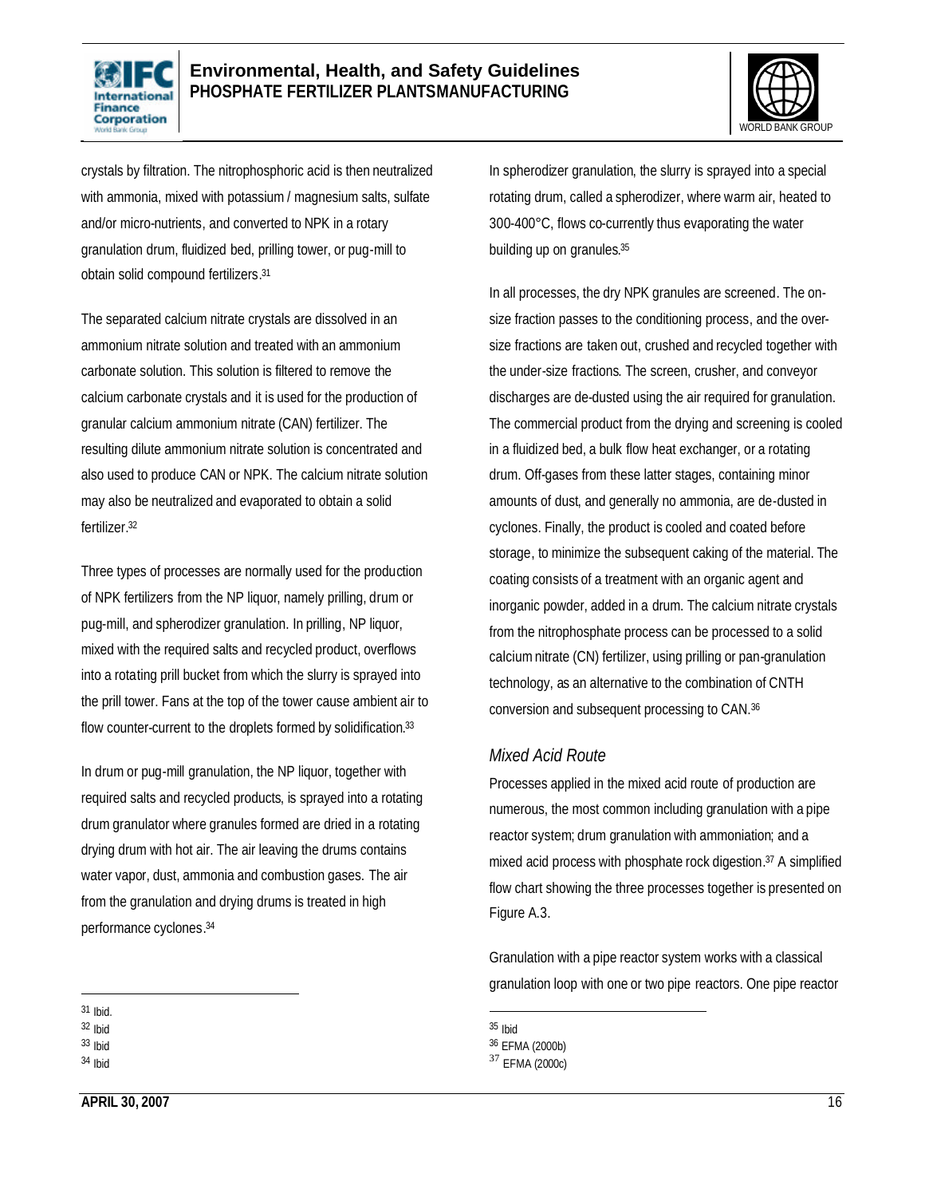crystals by filtration. The nitrophosphoric acid is then neutralized with ammonia, mixed with potassium / magnesium salts, sulfate and/or micro-nutrients, and converted to NPK in a rotary granulation drum, fluidized bed, prilling tower, or pug-mill to obtain solid compound fertilizers.[31]

The separated calcium nitrate crystals are dissolved in an ammonium nitrate solution and treated with an ammonium carbonate solution. This solution is filtered to remove the calcium carbonate crystals and it is used for the production of granular calcium ammonium nitrate (CAN) fertilizer. The resulting dilute ammonium nitrate solution is concentrated and also used to produce CAN or NPK. The calcium nitrate solution may also be neutralized and evaporated to obtain a solid fertilizer.[32]

Three types of processes are normally used for the production of NPK fertilizers from the NP liquor, namely prilling, drum or pug-mill, and spherodizer granulation. In prilling, NP liquor, mixed with the required salts and recycled product, overflows into a rotating prill bucket from which the slurry is sprayed into the prill tower. Fans at the top of the tower cause ambient air to flow counter-current to the droplets formed by solidification.[33]

In drum or pug-mill granulation, the NP liquor, together with required salts and recycled products, is sprayed into a rotating drum granulator where granules formed are dried in a rotating drying drum with hot air. The air leaving the drums contains water vapor, dust, ammonia and combustion gases. The air from the granulation and drying drums is treated in high performance cyclones.[34]

In spherodizer granulation, the slurry is sprayed into a special rotating drum, called a spherodizer, where warm air, heated to 300-400°C, flows co-currently thus evaporating the water building up on granules.[35]

In all processes, the dry NPK granules are screened. The on-size fraction passes to the conditioning process, and the over-size fractions are taken out, crushed and recycled together with the under-size fractions. The screen, crusher, and conveyor discharges are de-dusted using the air required for granulation. The commercial product from the drying and screening is cooled in a fluidized bed, a bulk flow heat exchanger, or a rotating drum. Off-gases from these latter stages, containing minor amounts of dust, and generally no ammonia, are de-dusted in cyclones. Finally, the product is cooled and coated before storage, to minimize the subsequent caking of the material. The coating consists of a treatment with an organic agent and inorganic powder, added in a drum. The calcium nitrate crystals from the nitrophosphate process can be processed to a solid calcium nitrate (CN) fertilizer, using prilling or pan-granulation technology, as an alternative to the combination of CNTH conversion and subsequent processing to CAN.[36]

### *Mixed Acid Route*

Processes applied in the mixed acid route of production are numerous, the most common including granulation with a pipe reactor system; drum granulation with ammoniation; and a mixed acid process with phosphate rock digestion.[37] A simplified flow chart showing the three processes together is presented on Figure A.3.

Granulation with a pipe reactor system works with a classical granulation loop with one or two pipe reactors. One pipe reactor

---

[31] Ibid.
[32] Ibid
[33] Ibid
[34] Ibid
[35] Ibid
[36] EFMA (2000b)
[37] EFMA (2000c)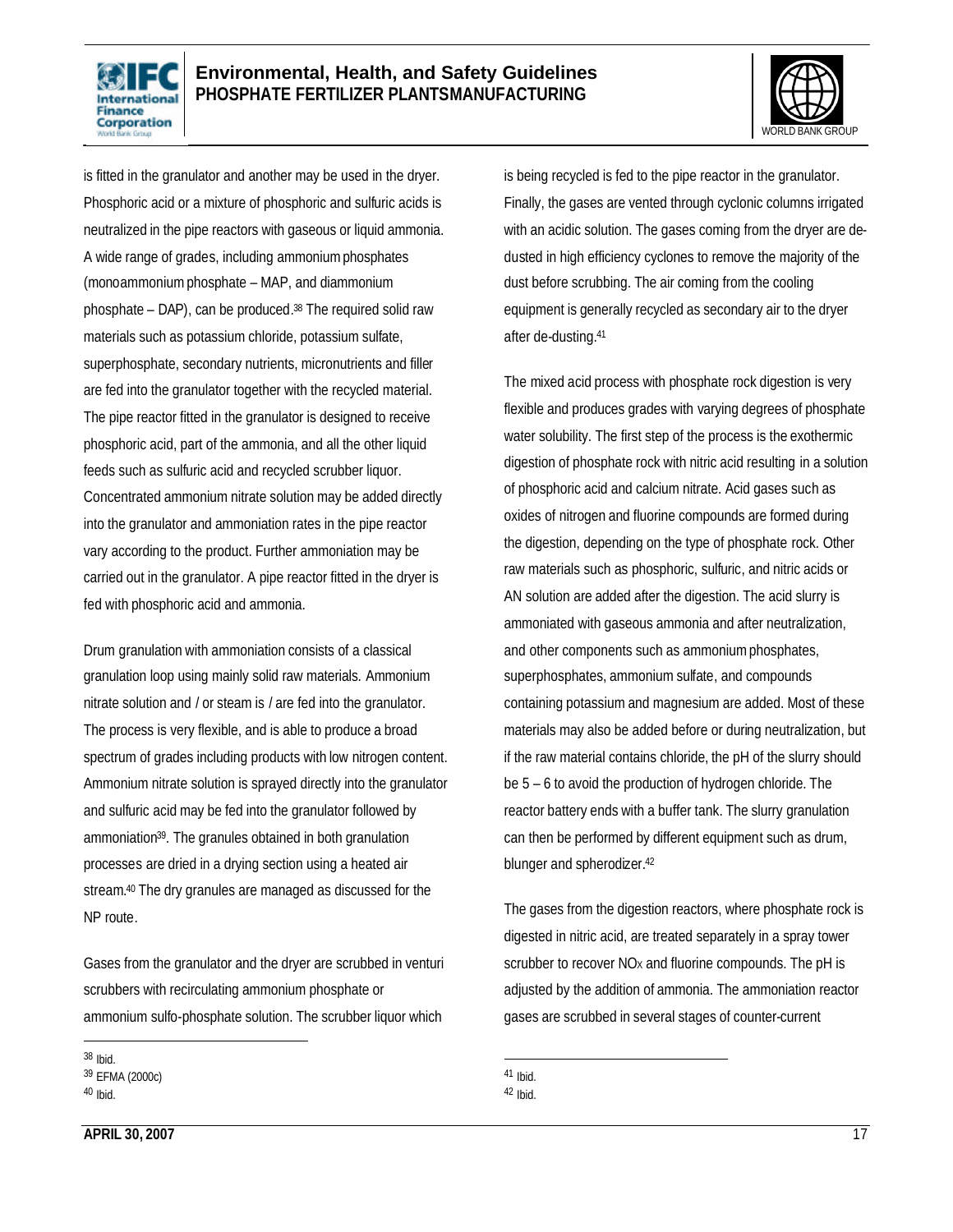is fitted in the granulator and another may be used in the dryer. Phosphoric acid or a mixture of phosphoric and sulfuric acids is neutralized in the pipe reactors with gaseous or liquid ammonia. A wide range of grades, including ammonium phosphates (monoammonium phosphate – MAP, and diammonium phosphate – DAP), can be produced.[38] The required solid raw materials such as potassium chloride, potassium sulfate, superphosphate, secondary nutrients, micronutrients and filler are fed into the granulator together with the recycled material. The pipe reactor fitted in the granulator is designed to receive phosphoric acid, part of the ammonia, and all the other liquid feeds such as sulfuric acid and recycled scrubber liquor. Concentrated ammonium nitrate solution may be added directly into the granulator and ammoniation rates in the pipe reactor vary according to the product. Further ammoniation may be carried out in the granulator. A pipe reactor fitted in the dryer is fed with phosphoric acid and ammonia.

Drum granulation with ammoniation consists of a classical granulation loop using mainly solid raw materials. Ammonium nitrate solution and / or steam is / are fed into the granulator. The process is very flexible, and is able to produce a broad spectrum of grades including products with low nitrogen content. Ammonium nitrate solution is sprayed directly into the granulator and sulfuric acid may be fed into the granulator followed by ammoniation[39]. The granules obtained in both granulation processes are dried in a drying section using a heated air stream.[40] The dry granules are managed as discussed for the NP route.

Gases from the granulator and the dryer are scrubbed in venturi scrubbers with recirculating ammonium phosphate or ammonium sulfo-phosphate solution. The scrubber liquor which is being recycled is fed to the pipe reactor in the granulator. Finally, the gases are vented through cyclonic columns irrigated with an acidic solution. The gases coming from the dryer are de-dusted in high efficiency cyclones to remove the majority of the dust before scrubbing. The air coming from the cooling equipment is generally recycled as secondary air to the dryer after de-dusting.[41]

The mixed acid process with phosphate rock digestion is very flexible and produces grades with varying degrees of phosphate water solubility. The first step of the process is the exothermic digestion of phosphate rock with nitric acid resulting in a solution of phosphoric acid and calcium nitrate. Acid gases such as oxides of nitrogen and fluorine compounds are formed during the digestion, depending on the type of phosphate rock. Other raw materials such as phosphoric, sulfuric, and nitric acids or AN solution are added after the digestion. The acid slurry is ammoniated with gaseous ammonia and after neutralization, and other components such as ammonium phosphates, superphosphates, ammonium sulfate, and compounds containing potassium and magnesium are added. Most of these materials may also be added before or during neutralization, but if the raw material contains chloride, the pH of the slurry should be 5 – 6 to avoid the production of hydrogen chloride. The reactor battery ends with a buffer tank. The slurry granulation can then be performed by different equipment such as drum, blunger and spherodizer.[42]

The gases from the digestion reactors, where phosphate rock is digested in nitric acid, are treated separately in a spray tower scrubber to recover $NO_X$ and fluorine compounds. The pH is adjusted by the addition of ammonia. The ammoniation reactor gases are scrubbed in several stages of counter-current

---

[38] Ibid.

[39] EFMA (2000c)

[40] Ibid.

[41] Ibid.

[42] Ibid.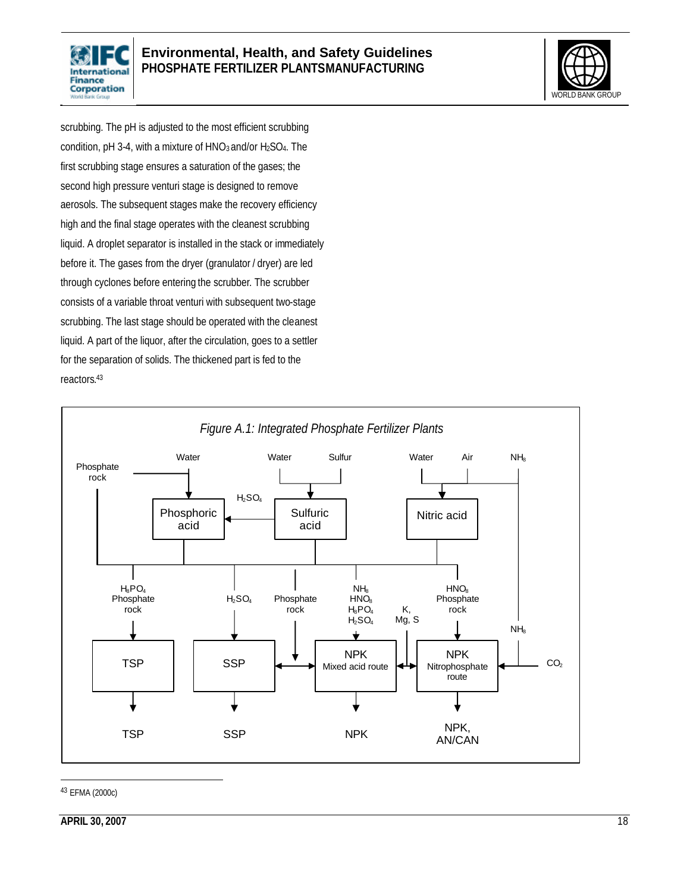scrubbing. The pH is adjusted to the most efficient scrubbing condition, pH 3-4, with a mixture of $HNO_3$ and/or $H_2SO_4$. The first scrubbing stage ensures a saturation of the gases; the second high pressure venturi stage is designed to remove aerosols. The subsequent stages make the recovery efficiency high and the final stage operates with the cleanest scrubbing liquid. A droplet separator is installed in the stack or immediately before it. The gases from the dryer (granulator / dryer) are led through cyclones before entering the scrubber. The scrubber consists of a variable throat venturi with subsequent two-stage scrubbing. The last stage should be operated with the cleanest liquid. A part of the liquor, after the circulation, goes to a settler for the separation of solids. The thickened part is fed to the reactors.[43]

*Figure A.1: Integrated Phosphate Fertilizer Plants*

Phosphate rock; Water; Phosphoric acid; $H_2SO_4$; Water; Sulfur; Sulfuric acid; Water; Air; $NH_3$; Nitric acid

$H_3PO_4$ Phosphate rock → TSP → TSP

$H_2SO_4$ → SSP → SSP

Phosphate rock

$NH_3$ $HNO_3$ $H_3PO_4$ $H_2SO_4$ → NPK Mixed acid route → NPK

K, Mg, S

$HNO_3$ Phosphate rock → NPK Nitrophosphate route → NPK, AN/CAN

$NH_3$; $CO_2$

[43] EFMA (2000c)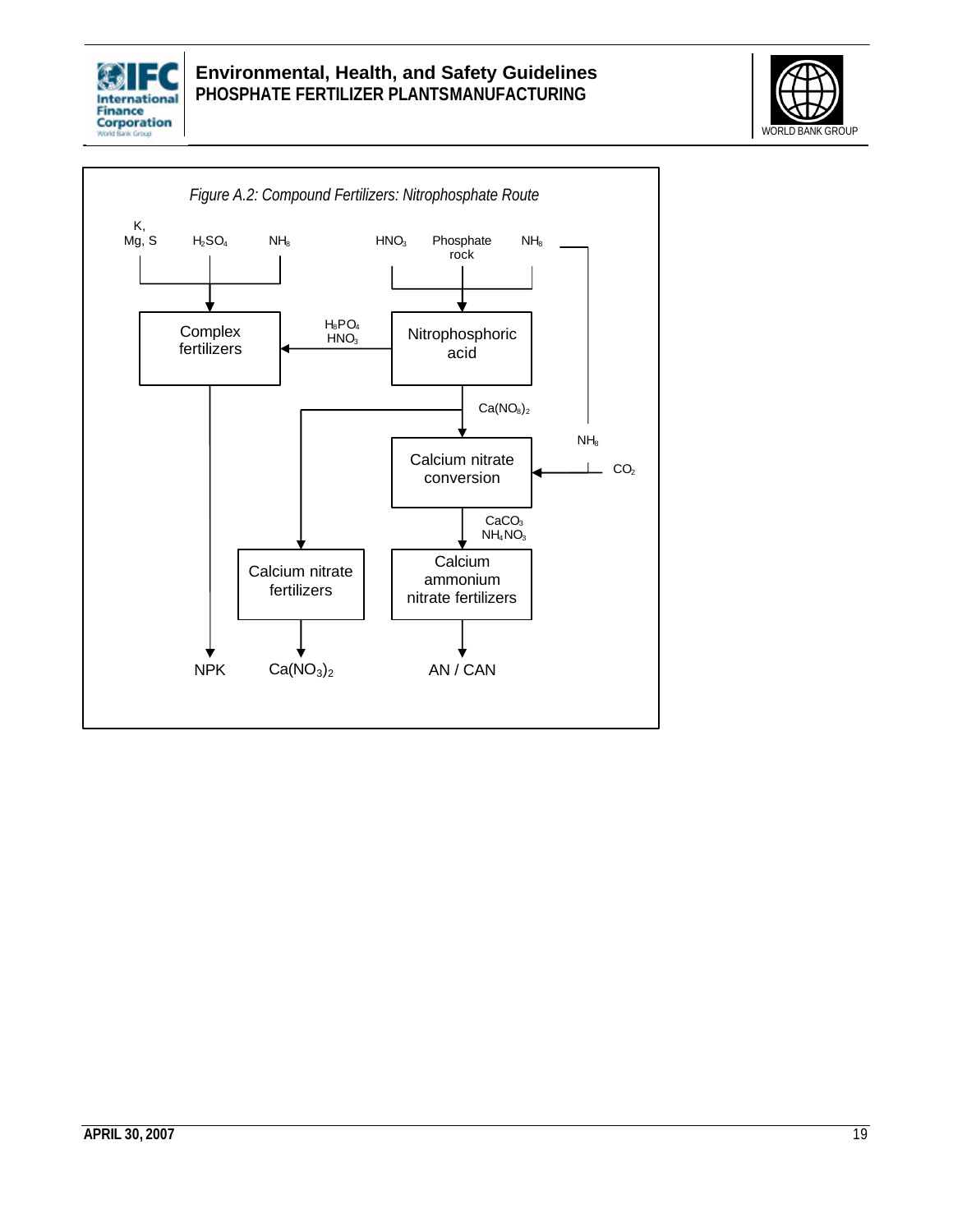*Figure A.2: Compound Fertilizers: Nitrophosphate Route*

K, Mg, S — $H_2SO_4$ — $NH_3$ → **Complex fertilizers** → NPK

$HNO_3$ — Phosphate rock — $NH_3$ → **Nitrophosphoric acid**

Nitrophosphoric acid → ($H_3PO_4$, $HNO_3$) → Complex fertilizers

Nitrophosphoric acid → $Ca(NO_3)_2$ → **Calcium nitrate conversion** (with $NH_3$, $CO_2$)

Nitrophosphoric acid → **Calcium nitrate fertilizers** → $Ca(NO_3)_2$

Calcium nitrate conversion → ($CaCO_3$, $NH_4NO_3$) → **Calcium ammonium nitrate fertilizers** → AN / CAN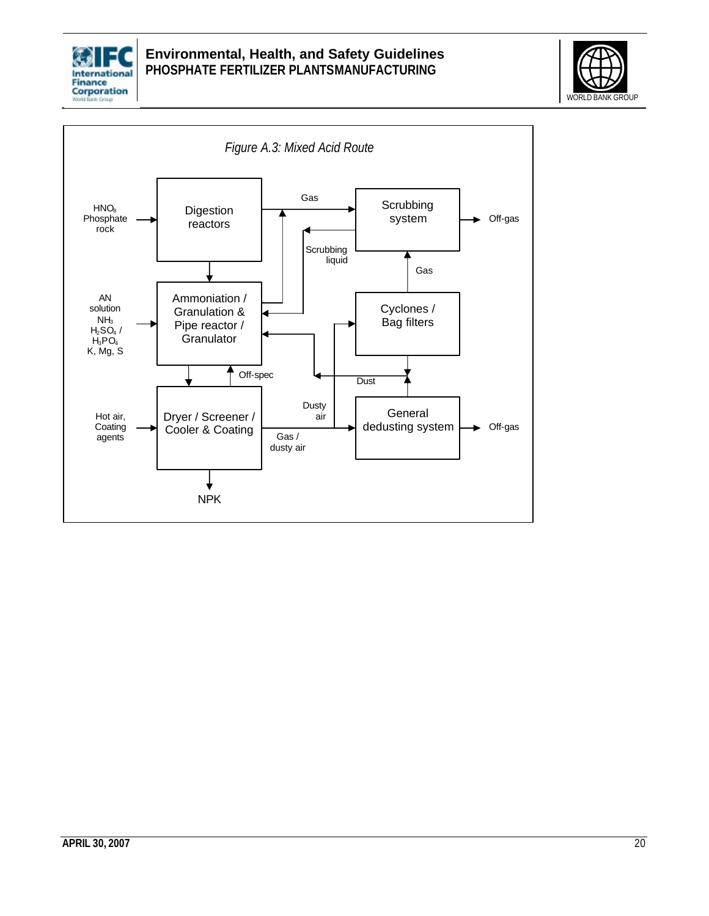*Figure A.3: Mixed Acid Route*

$HNO_3$
Phosphate rock

Digestion reactors

Gas

Scrubbing system

Off-gas

Scrubbing liquid

Gas

AN solution
$NH_3$
$H_2SO_4$ / $H_3PO_4$
K, Mg, S

Ammoniation / Granulation & Pipe reactor / Granulator

Cyclones / Bag filters

Off-spec

Dust

Hot air, Coating agents

Dryer / Screener / Cooler & Coating

Dusty air

Gas / dusty air

General dedusting system

Off-gas

NPK